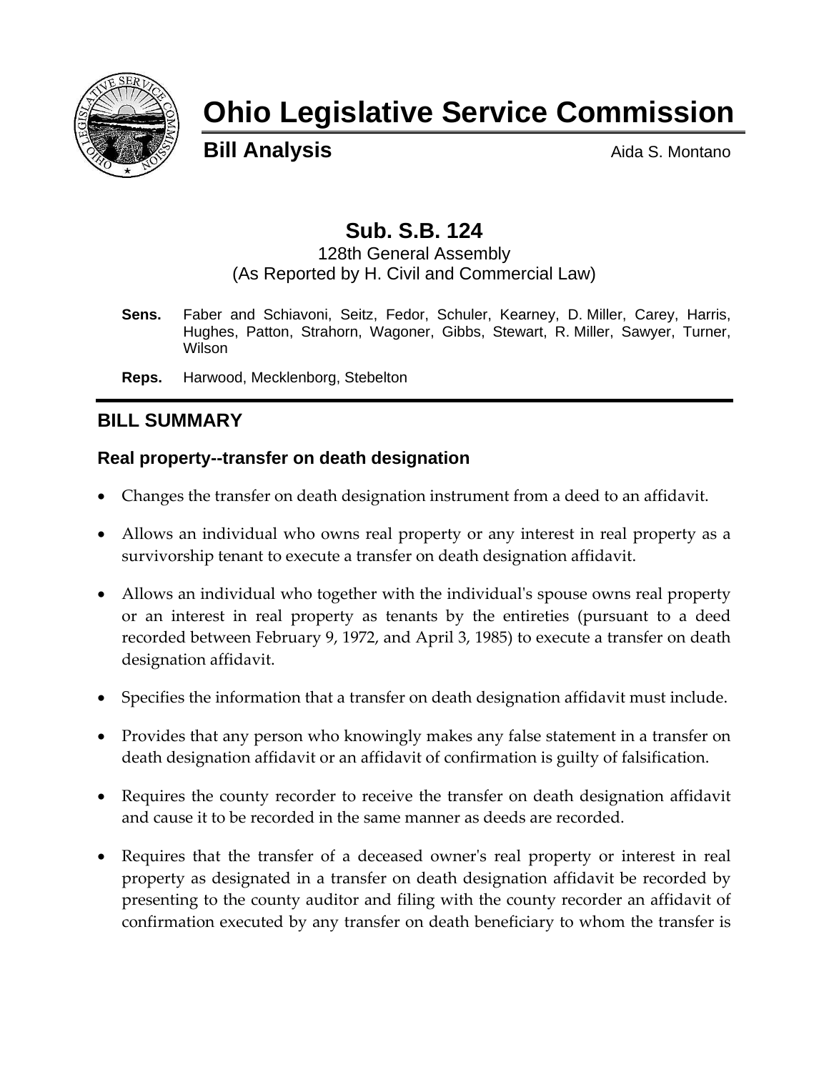# Ohio Legislative Service Commission

**Bill Analysis** Aida S. Montano

## Sub. S.B. 124

128th General Assembly
(As Reported by H. Civil and Commercial Law)

**Sens.** Faber and Schiavoni, Seitz, Fedor, Schuler, Kearney, D. Miller, Carey, Harris, Hughes, Patton, Strahorn, Wagoner, Gibbs, Stewart, R. Miller, Sawyer, Turner, Wilson

**Reps.** Harwood, Mecklenborg, Stebelton

## BILL SUMMARY

### Real property--transfer on death designation

- Changes the transfer on death designation instrument from a deed to an affidavit.
- Allows an individual who owns real property or any interest in real property as a survivorship tenant to execute a transfer on death designation affidavit.
- Allows an individual who together with the individual's spouse owns real property or an interest in real property as tenants by the entireties (pursuant to a deed recorded between February 9, 1972, and April 3, 1985) to execute a transfer on death designation affidavit.
- Specifies the information that a transfer on death designation affidavit must include.
- Provides that any person who knowingly makes any false statement in a transfer on death designation affidavit or an affidavit of confirmation is guilty of falsification.
- Requires the county recorder to receive the transfer on death designation affidavit and cause it to be recorded in the same manner as deeds are recorded.
- Requires that the transfer of a deceased owner's real property or interest in real property as designated in a transfer on death designation affidavit be recorded by presenting to the county auditor and filing with the county recorder an affidavit of confirmation executed by any transfer on death beneficiary to whom the transfer is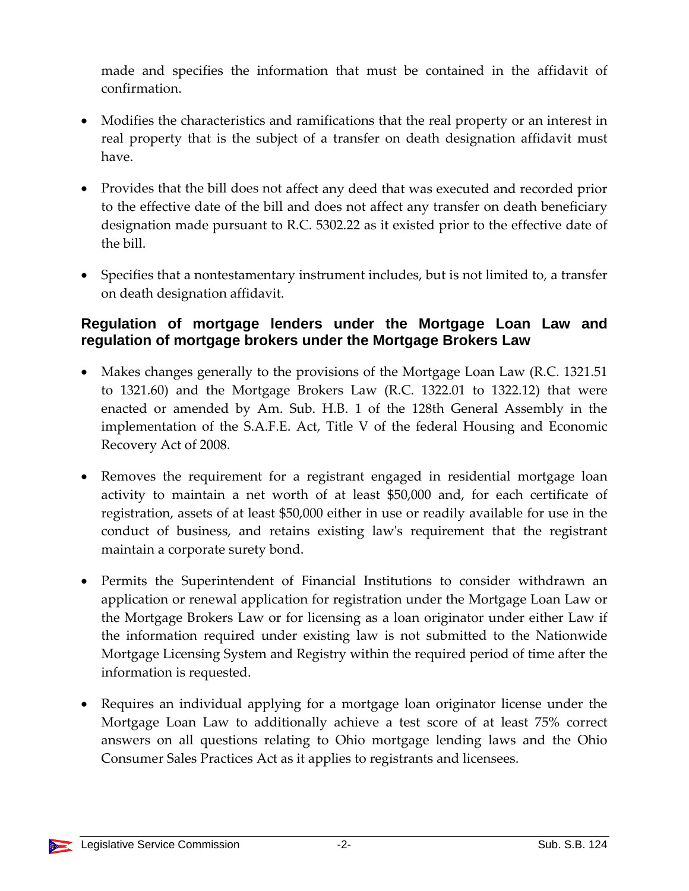made and specifies the information that must be contained in the affidavit of confirmation.

- Modifies the characteristics and ramifications that the real property or an interest in real property that is the subject of a transfer on death designation affidavit must have.

- Provides that the bill does not affect any deed that was executed and recorded prior to the effective date of the bill and does not affect any transfer on death beneficiary designation made pursuant to R.C. 5302.22 as it existed prior to the effective date of the bill.

- Specifies that a nontestamentary instrument includes, but is not limited to, a transfer on death designation affidavit.

### Regulation of mortgage lenders under the Mortgage Loan Law and regulation of mortgage brokers under the Mortgage Brokers Law

- Makes changes generally to the provisions of the Mortgage Loan Law (R.C. 1321.51 to 1321.60) and the Mortgage Brokers Law (R.C. 1322.01 to 1322.12) that were enacted or amended by Am. Sub. H.B. 1 of the 128th General Assembly in the implementation of the S.A.F.E. Act, Title V of the federal Housing and Economic Recovery Act of 2008.

- Removes the requirement for a registrant engaged in residential mortgage loan activity to maintain a net worth of at least $50,000 and, for each certificate of registration, assets of at least $50,000 either in use or readily available for use in the conduct of business, and retains existing law's requirement that the registrant maintain a corporate surety bond.

- Permits the Superintendent of Financial Institutions to consider withdrawn an application or renewal application for registration under the Mortgage Loan Law or the Mortgage Brokers Law or for licensing as a loan originator under either Law if the information required under existing law is not submitted to the Nationwide Mortgage Licensing System and Registry within the required period of time after the information is requested.

- Requires an individual applying for a mortgage loan originator license under the Mortgage Loan Law to additionally achieve a test score of at least 75% correct answers on all questions relating to Ohio mortgage lending laws and the Ohio Consumer Sales Practices Act as it applies to registrants and licensees.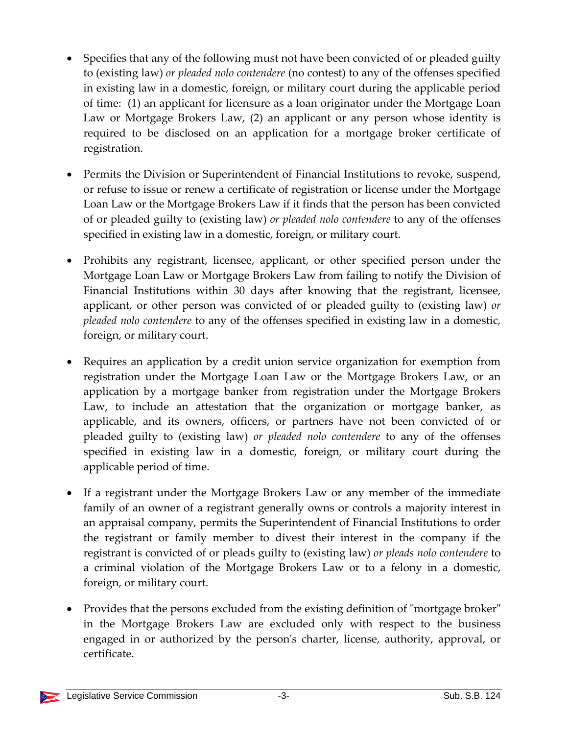- Specifies that any of the following must not have been convicted of or pleaded guilty to (existing law) *or pleaded nolo contendere* (no contest) to any of the offenses specified in existing law in a domestic, foreign, or military court during the applicable period of time: (1) an applicant for licensure as a loan originator under the Mortgage Loan Law or Mortgage Brokers Law, (2) an applicant or any person whose identity is required to be disclosed on an application for a mortgage broker certificate of registration.

- Permits the Division or Superintendent of Financial Institutions to revoke, suspend, or refuse to issue or renew a certificate of registration or license under the Mortgage Loan Law or the Mortgage Brokers Law if it finds that the person has been convicted of or pleaded guilty to (existing law) *or pleaded nolo contendere* to any of the offenses specified in existing law in a domestic, foreign, or military court.

- Prohibits any registrant, licensee, applicant, or other specified person under the Mortgage Loan Law or Mortgage Brokers Law from failing to notify the Division of Financial Institutions within 30 days after knowing that the registrant, licensee, applicant, or other person was convicted of or pleaded guilty to (existing law) *or pleaded nolo contendere* to any of the offenses specified in existing law in a domestic, foreign, or military court.

- Requires an application by a credit union service organization for exemption from registration under the Mortgage Loan Law or the Mortgage Brokers Law, or an application by a mortgage banker from registration under the Mortgage Brokers Law, to include an attestation that the organization or mortgage banker, as applicable, and its owners, officers, or partners have not been convicted of or pleaded guilty to (existing law) *or pleaded nolo contendere* to any of the offenses specified in existing law in a domestic, foreign, or military court during the applicable period of time.

- If a registrant under the Mortgage Brokers Law or any member of the immediate family of an owner of a registrant generally owns or controls a majority interest in an appraisal company, permits the Superintendent of Financial Institutions to order the registrant or family member to divest their interest in the company if the registrant is convicted of or pleads guilty to (existing law) *or pleads nolo contendere* to a criminal violation of the Mortgage Brokers Law or to a felony in a domestic, foreign, or military court.

- Provides that the persons excluded from the existing definition of "mortgage broker" in the Mortgage Brokers Law are excluded only with respect to the business engaged in or authorized by the person's charter, license, authority, approval, or certificate.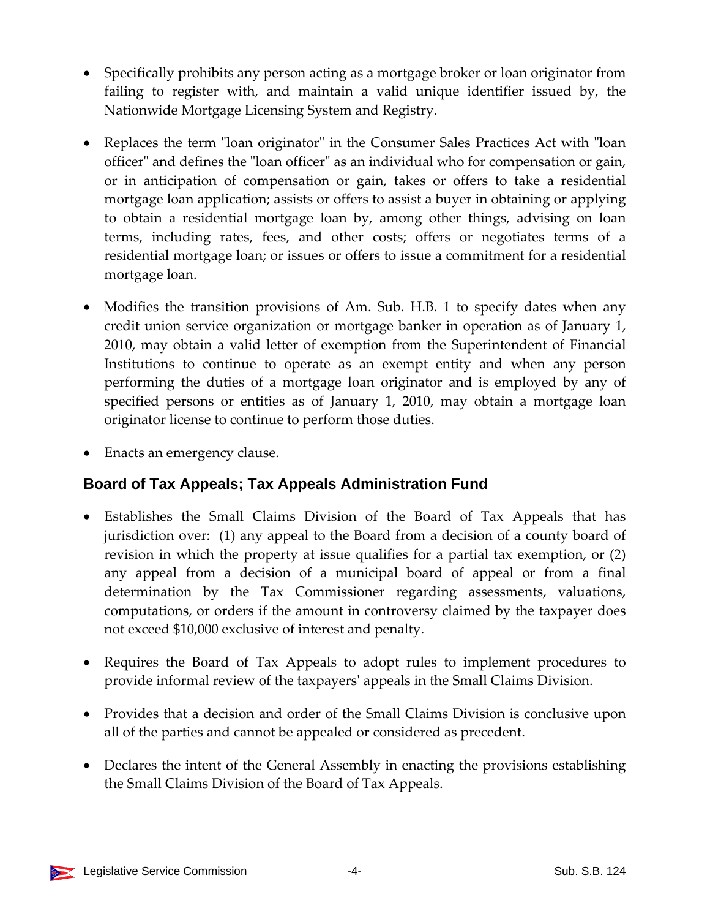- Specifically prohibits any person acting as a mortgage broker or loan originator from failing to register with, and maintain a valid unique identifier issued by, the Nationwide Mortgage Licensing System and Registry.
- Replaces the term "loan originator" in the Consumer Sales Practices Act with "loan officer" and defines the "loan officer" as an individual who for compensation or gain, or in anticipation of compensation or gain, takes or offers to take a residential mortgage loan application; assists or offers to assist a buyer in obtaining or applying to obtain a residential mortgage loan by, among other things, advising on loan terms, including rates, fees, and other costs; offers or negotiates terms of a residential mortgage loan; or issues or offers to issue a commitment for a residential mortgage loan.
- Modifies the transition provisions of Am. Sub. H.B. 1 to specify dates when any credit union service organization or mortgage banker in operation as of January 1, 2010, may obtain a valid letter of exemption from the Superintendent of Financial Institutions to continue to operate as an exempt entity and when any person performing the duties of a mortgage loan originator and is employed by any of specified persons or entities as of January 1, 2010, may obtain a mortgage loan originator license to continue to perform those duties.
- Enacts an emergency clause.

### Board of Tax Appeals; Tax Appeals Administration Fund

- Establishes the Small Claims Division of the Board of Tax Appeals that has jurisdiction over: (1) any appeal to the Board from a decision of a county board of revision in which the property at issue qualifies for a partial tax exemption, or (2) any appeal from a decision of a municipal board of appeal or from a final determination by the Tax Commissioner regarding assessments, valuations, computations, or orders if the amount in controversy claimed by the taxpayer does not exceed $10,000 exclusive of interest and penalty.
- Requires the Board of Tax Appeals to adopt rules to implement procedures to provide informal review of the taxpayers' appeals in the Small Claims Division.
- Provides that a decision and order of the Small Claims Division is conclusive upon all of the parties and cannot be appealed or considered as precedent.
- Declares the intent of the General Assembly in enacting the provisions establishing the Small Claims Division of the Board of Tax Appeals.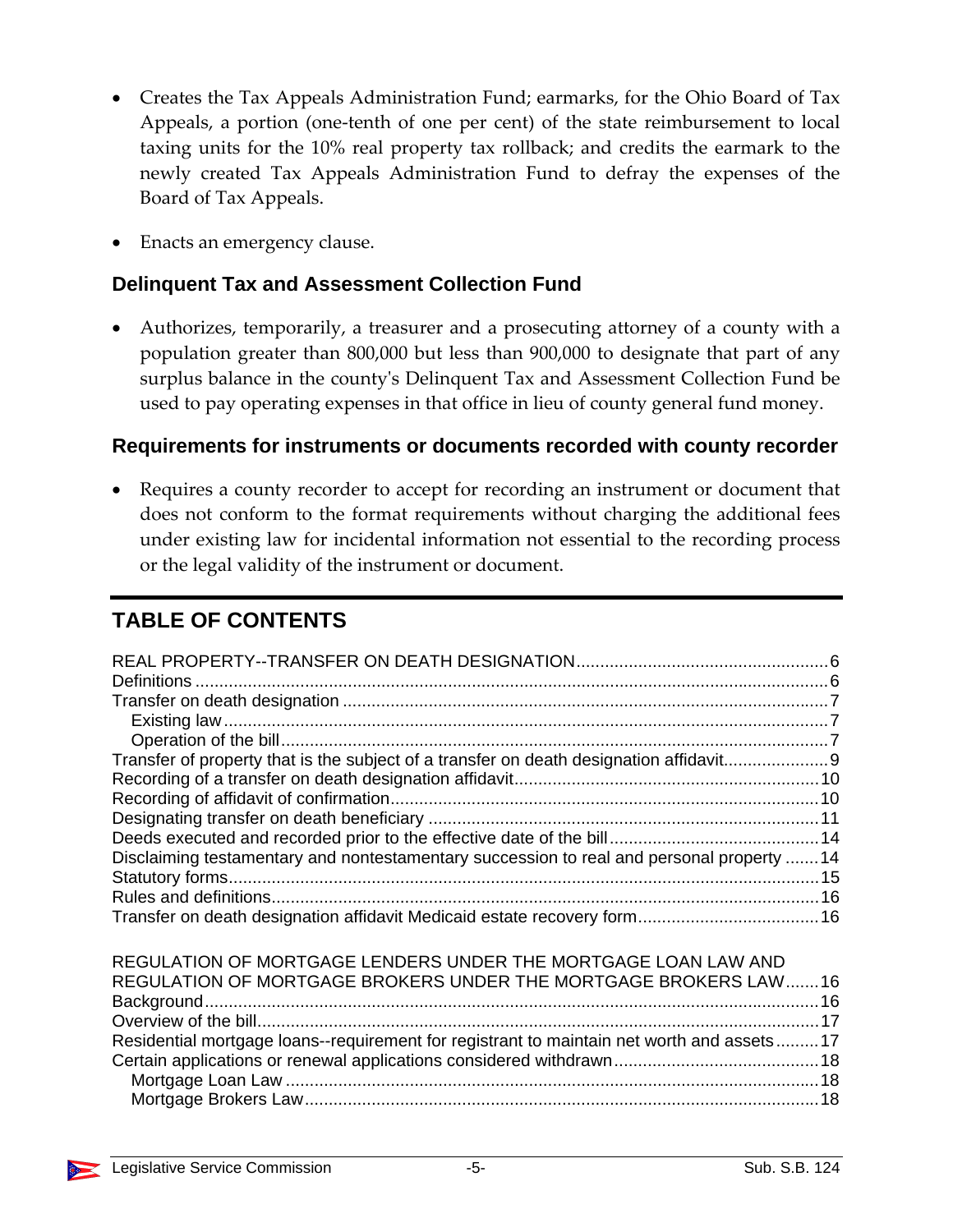- Creates the Tax Appeals Administration Fund; earmarks, for the Ohio Board of Tax Appeals, a portion (one-tenth of one per cent) of the state reimbursement to local taxing units for the 10% real property tax rollback; and credits the earmark to the newly created Tax Appeals Administration Fund to defray the expenses of the Board of Tax Appeals.

- Enacts an emergency clause.

### Delinquent Tax and Assessment Collection Fund

- Authorizes, temporarily, a treasurer and a prosecuting attorney of a county with a population greater than 800,000 but less than 900,000 to designate that part of any surplus balance in the county's Delinquent Tax and Assessment Collection Fund be used to pay operating expenses in that office in lieu of county general fund money.

### Requirements for instruments or documents recorded with county recorder

- Requires a county recorder to accept for recording an instrument or document that does not conform to the format requirements without charging the additional fees under existing law for incidental information not essential to the recording process or the legal validity of the instrument or document.

## TABLE OF CONTENTS

REAL PROPERTY--TRANSFER ON DEATH DESIGNATION....................6
Definitions....................6
Transfer on death designation....................7
  Existing law....................7
  Operation of the bill....................7
Transfer of property that is the subject of a transfer on death designation affidavit....................9
Recording of a transfer on death designation affidavit....................10
Recording of affidavit of confirmation....................10
Designating transfer on death beneficiary....................11
Deeds executed and recorded prior to the effective date of the bill....................14
Disclaiming testamentary and nontestamentary succession to real and personal property....................14
Statutory forms....................15
Rules and definitions....................16
Transfer on death designation affidavit Medicaid estate recovery form....................16

REGULATION OF MORTGAGE LENDERS UNDER THE MORTGAGE LOAN LAW AND REGULATION OF MORTGAGE BROKERS UNDER THE MORTGAGE BROKERS LAW....................16
Background....................16
Overview of the bill....................17
Residential mortgage loans--requirement for registrant to maintain net worth and assets....................17
Certain applications or renewal applications considered withdrawn....................18
  Mortgage Loan Law....................18
  Mortgage Brokers Law....................18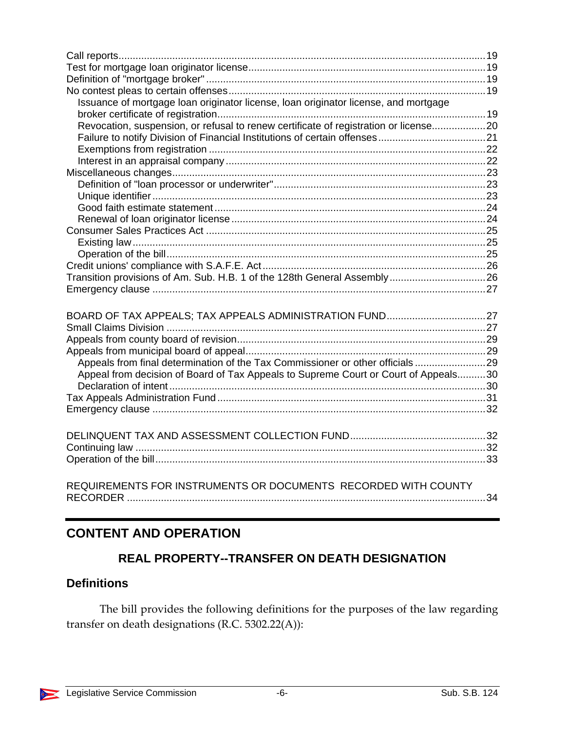Call reports ........................................................................................................................ 19
Test for mortgage loan originator license ................................................................................... 19
Definition of "mortgage broker" ................................................................................................... 19
No contest pleas to certain offenses .......................................................................................... 19
  Issuance of mortgage loan originator license, loan originator license, and mortgage broker certificate of registration ............................................................................................ 19
  Revocation, suspension, or refusal to renew certificate of registration or license ................... 20
  Failure to notify Division of Financial Institutions of certain offenses ...................................... 21
  Exemptions from registration ................................................................................................ 22
  Interest in an appraisal company ........................................................................................... 22
Miscellaneous changes .............................................................................................................. 23
  Definition of "loan processor or underwriter" .......................................................................... 23
  Unique identifier .................................................................................................................... 23
  Good faith estimate statement ............................................................................................... 24
  Renewal of loan originator license ......................................................................................... 24
Consumer Sales Practices Act .................................................................................................. 25
  Existing law ............................................................................................................................ 25
  Operation of the bill ................................................................................................................ 25
Credit unions' compliance with S.A.F.E. Act .............................................................................. 26
Transition provisions of Am. Sub. H.B. 1 of the 128th General Assembly .................................. 26
Emergency clause ..................................................................................................................... 27

BOARD OF TAX APPEALS; TAX APPEALS ADMINISTRATION FUND .................................... 27
Small Claims Division ................................................................................................................ 27
Appeals from county board of revision ....................................................................................... 29
Appeals from municipal board of appeal .................................................................................... 29
  Appeals from final determination of the Tax Commissioner or other officials ......................... 29
  Appeal from decision of Board of Tax Appeals to Supreme Court or Court of Appeals .......... 30
  Declaration of intent ................................................................................................................ 30
Tax Appeals Administration Fund ............................................................................................... 31
Emergency clause ..................................................................................................................... 32

DELINQUENT TAX AND ASSESSMENT COLLECTION FUND ................................................ 32
Continuing law ........................................................................................................................... 32
Operation of the bill .................................................................................................................... 33

REQUIREMENTS FOR INSTRUMENTS OR DOCUMENTS RECORDED WITH COUNTY RECORDER .............................................................................................................................. 34

---

## CONTENT AND OPERATION

### REAL PROPERTY--TRANSFER ON DEATH DESIGNATION

### Definitions

The bill provides the following definitions for the purposes of the law regarding transfer on death designations (R.C. 5302.22(A)):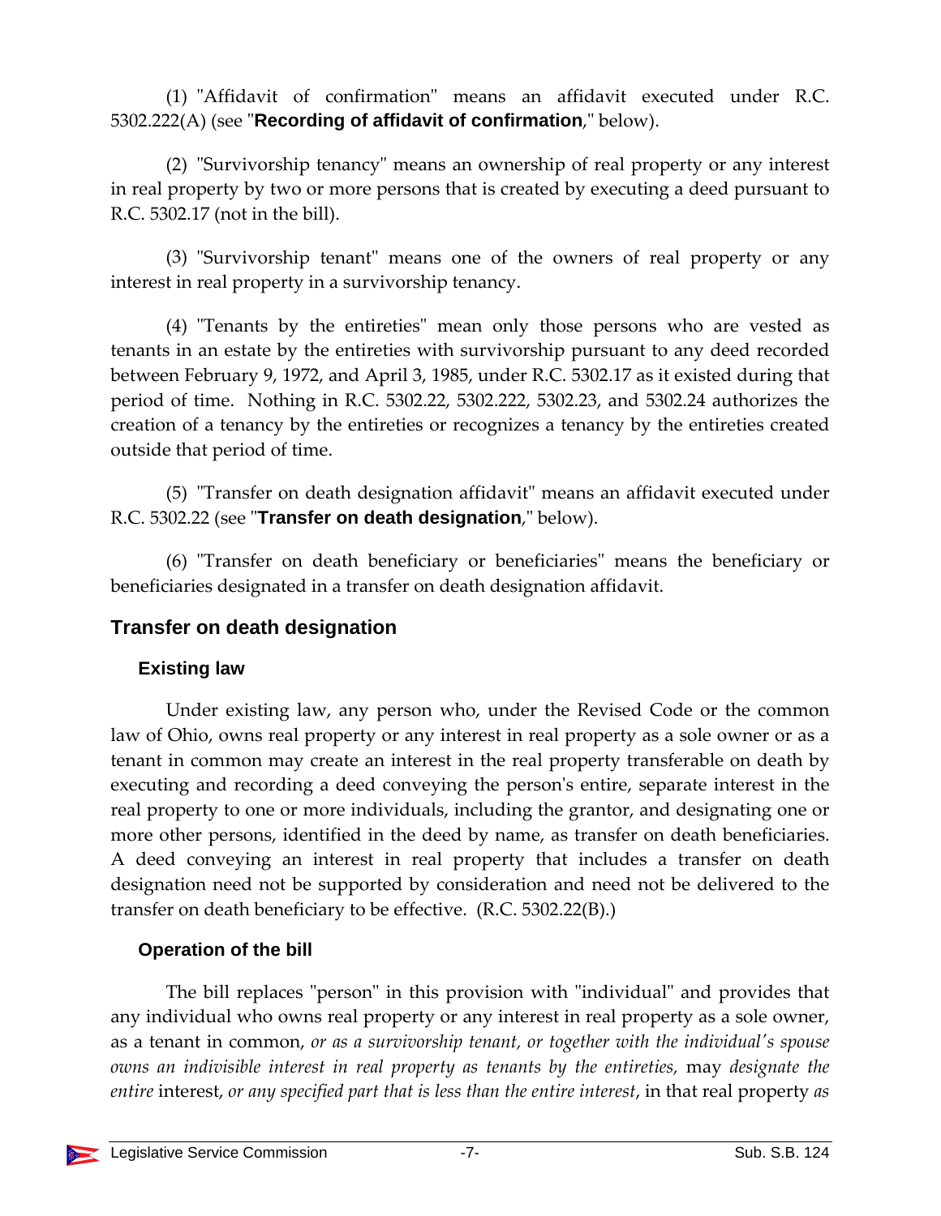(1) "Affidavit of confirmation" means an affidavit executed under R.C. 5302.222(A) (see "**Recording of affidavit of confirmation**," below).

(2) "Survivorship tenancy" means an ownership of real property or any interest in real property by two or more persons that is created by executing a deed pursuant to R.C. 5302.17 (not in the bill).

(3) "Survivorship tenant" means one of the owners of real property or any interest in real property in a survivorship tenancy.

(4) "Tenants by the entireties" mean only those persons who are vested as tenants in an estate by the entireties with survivorship pursuant to any deed recorded between February 9, 1972, and April 3, 1985, under R.C. 5302.17 as it existed during that period of time. Nothing in R.C. 5302.22, 5302.222, 5302.23, and 5302.24 authorizes the creation of a tenancy by the entireties or recognizes a tenancy by the entireties created outside that period of time.

(5) "Transfer on death designation affidavit" means an affidavit executed under R.C. 5302.22 (see "**Transfer on death designation**," below).

(6) "Transfer on death beneficiary or beneficiaries" means the beneficiary or beneficiaries designated in a transfer on death designation affidavit.

## Transfer on death designation

### Existing law

Under existing law, any person who, under the Revised Code or the common law of Ohio, owns real property or any interest in real property as a sole owner or as a tenant in common may create an interest in the real property transferable on death by executing and recording a deed conveying the person's entire, separate interest in the real property to one or more individuals, including the grantor, and designating one or more other persons, identified in the deed by name, as transfer on death beneficiaries. A deed conveying an interest in real property that includes a transfer on death designation need not be supported by consideration and need not be delivered to the transfer on death beneficiary to be effective. (R.C. 5302.22(B).)

### Operation of the bill

The bill replaces "person" in this provision with "individual" and provides that any individual who owns real property or any interest in real property as a sole owner, as a tenant in common, *or as a survivorship tenant, or together with the individual's spouse owns an indivisible interest in real property as tenants by the entireties,* may *designate the entire* interest, *or any specified part that is less than the entire interest*, in that real property *as*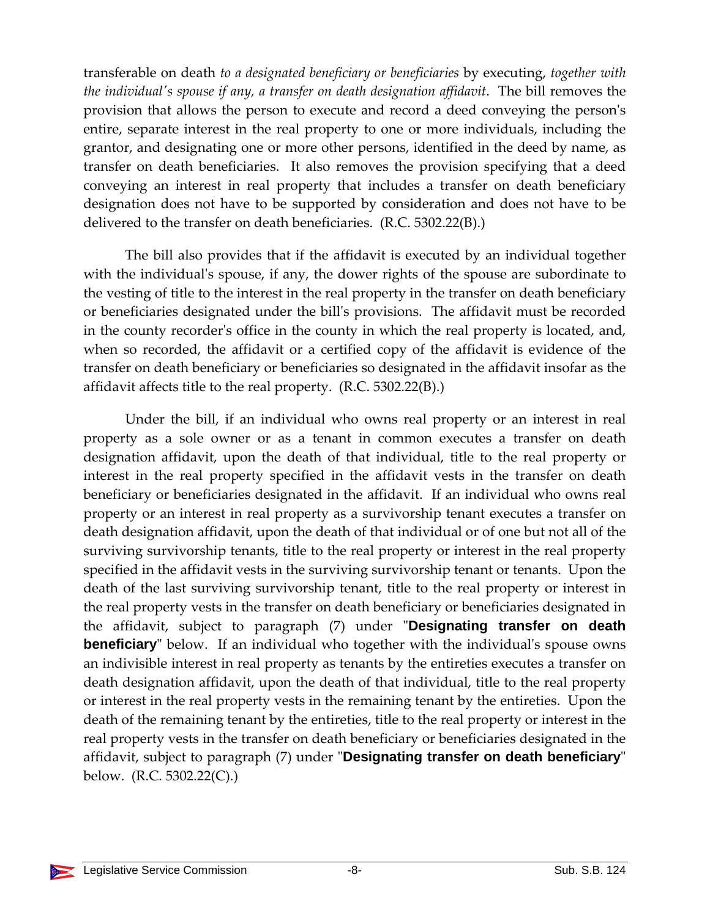transferable on death *to a designated beneficiary or beneficiaries* by executing, *together with the individual's spouse if any, a transfer on death designation affidavit*. The bill removes the provision that allows the person to execute and record a deed conveying the person's entire, separate interest in the real property to one or more individuals, including the grantor, and designating one or more other persons, identified in the deed by name, as transfer on death beneficiaries. It also removes the provision specifying that a deed conveying an interest in real property that includes a transfer on death beneficiary designation does not have to be supported by consideration and does not have to be delivered to the transfer on death beneficiaries. (R.C. 5302.22(B).)

The bill also provides that if the affidavit is executed by an individual together with the individual's spouse, if any, the dower rights of the spouse are subordinate to the vesting of title to the interest in the real property in the transfer on death beneficiary or beneficiaries designated under the bill's provisions. The affidavit must be recorded in the county recorder's office in the county in which the real property is located, and, when so recorded, the affidavit or a certified copy of the affidavit is evidence of the transfer on death beneficiary or beneficiaries so designated in the affidavit insofar as the affidavit affects title to the real property. (R.C. 5302.22(B).)

Under the bill, if an individual who owns real property or an interest in real property as a sole owner or as a tenant in common executes a transfer on death designation affidavit, upon the death of that individual, title to the real property or interest in the real property specified in the affidavit vests in the transfer on death beneficiary or beneficiaries designated in the affidavit. If an individual who owns real property or an interest in real property as a survivorship tenant executes a transfer on death designation affidavit, upon the death of that individual or of one but not all of the surviving survivorship tenants, title to the real property or interest in the real property specified in the affidavit vests in the surviving survivorship tenant or tenants. Upon the death of the last surviving survivorship tenant, title to the real property or interest in the real property vests in the transfer on death beneficiary or beneficiaries designated in the affidavit, subject to paragraph (7) under "**Designating transfer on death beneficiary**" below. If an individual who together with the individual's spouse owns an indivisible interest in real property as tenants by the entireties executes a transfer on death designation affidavit, upon the death of that individual, title to the real property or interest in the real property vests in the remaining tenant by the entireties. Upon the death of the remaining tenant by the entireties, title to the real property or interest in the real property vests in the transfer on death beneficiary or beneficiaries designated in the affidavit, subject to paragraph (7) under "**Designating transfer on death beneficiary**" below. (R.C. 5302.22(C).)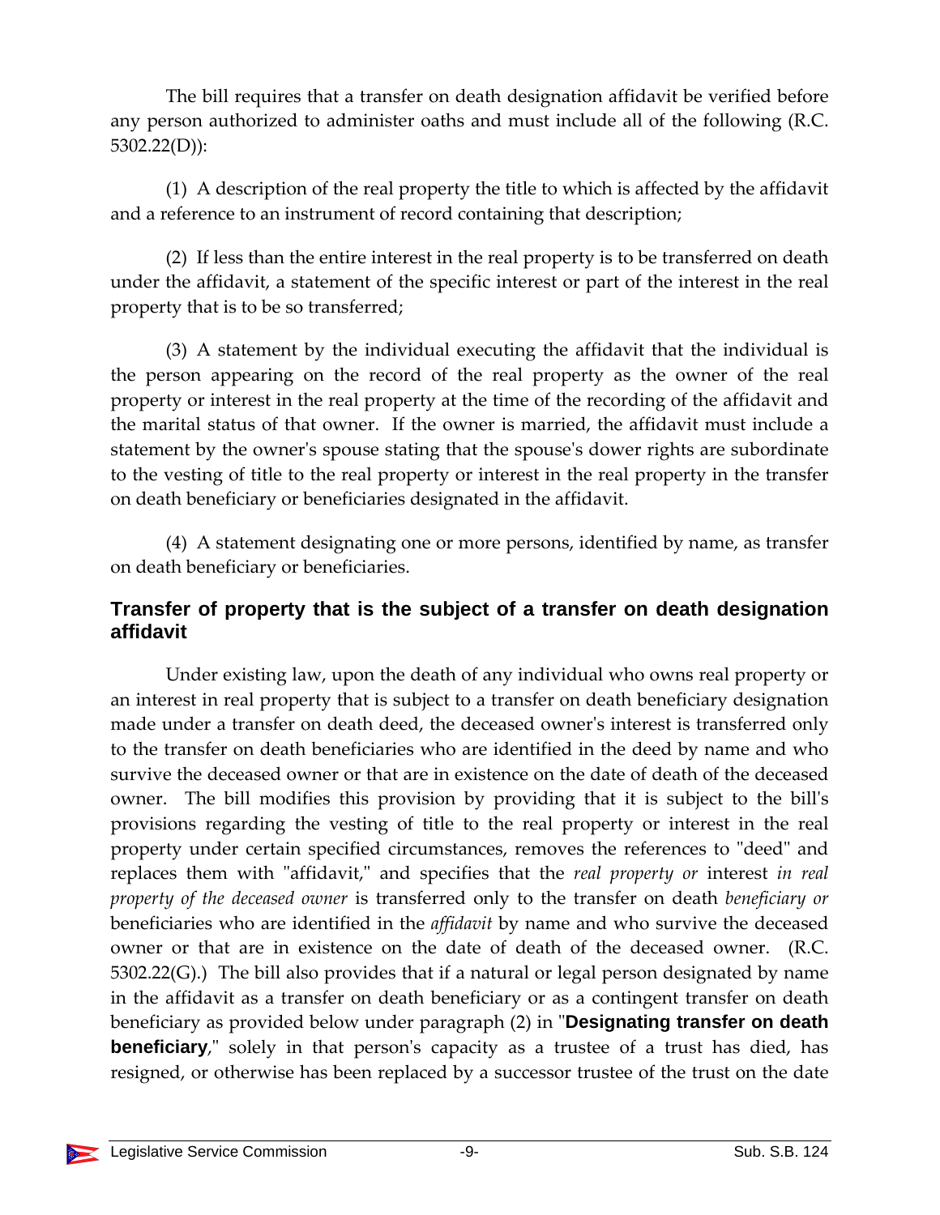The bill requires that a transfer on death designation affidavit be verified before any person authorized to administer oaths and must include all of the following (R.C. 5302.22(D)):

(1) A description of the real property the title to which is affected by the affidavit and a reference to an instrument of record containing that description;

(2) If less than the entire interest in the real property is to be transferred on death under the affidavit, a statement of the specific interest or part of the interest in the real property that is to be so transferred;

(3) A statement by the individual executing the affidavit that the individual is the person appearing on the record of the real property as the owner of the real property or interest in the real property at the time of the recording of the affidavit and the marital status of that owner. If the owner is married, the affidavit must include a statement by the owner's spouse stating that the spouse's dower rights are subordinate to the vesting of title to the real property or interest in the real property in the transfer on death beneficiary or beneficiaries designated in the affidavit.

(4) A statement designating one or more persons, identified by name, as transfer on death beneficiary or beneficiaries.

### Transfer of property that is the subject of a transfer on death designation affidavit

Under existing law, upon the death of any individual who owns real property or an interest in real property that is subject to a transfer on death beneficiary designation made under a transfer on death deed, the deceased owner's interest is transferred only to the transfer on death beneficiaries who are identified in the deed by name and who survive the deceased owner or that are in existence on the date of death of the deceased owner. The bill modifies this provision by providing that it is subject to the bill's provisions regarding the vesting of title to the real property or interest in the real property under certain specified circumstances, removes the references to "deed" and replaces them with "affidavit," and specifies that the *real property or* interest *in real property of the deceased owner* is transferred only to the transfer on death *beneficiary or* beneficiaries who are identified in the *affidavit* by name and who survive the deceased owner or that are in existence on the date of death of the deceased owner. (R.C. 5302.22(G).) The bill also provides that if a natural or legal person designated by name in the affidavit as a transfer on death beneficiary or as a contingent transfer on death beneficiary as provided below under paragraph (2) in "**Designating transfer on death beneficiary**," solely in that person's capacity as a trustee of a trust has died, has resigned, or otherwise has been replaced by a successor trustee of the trust on the date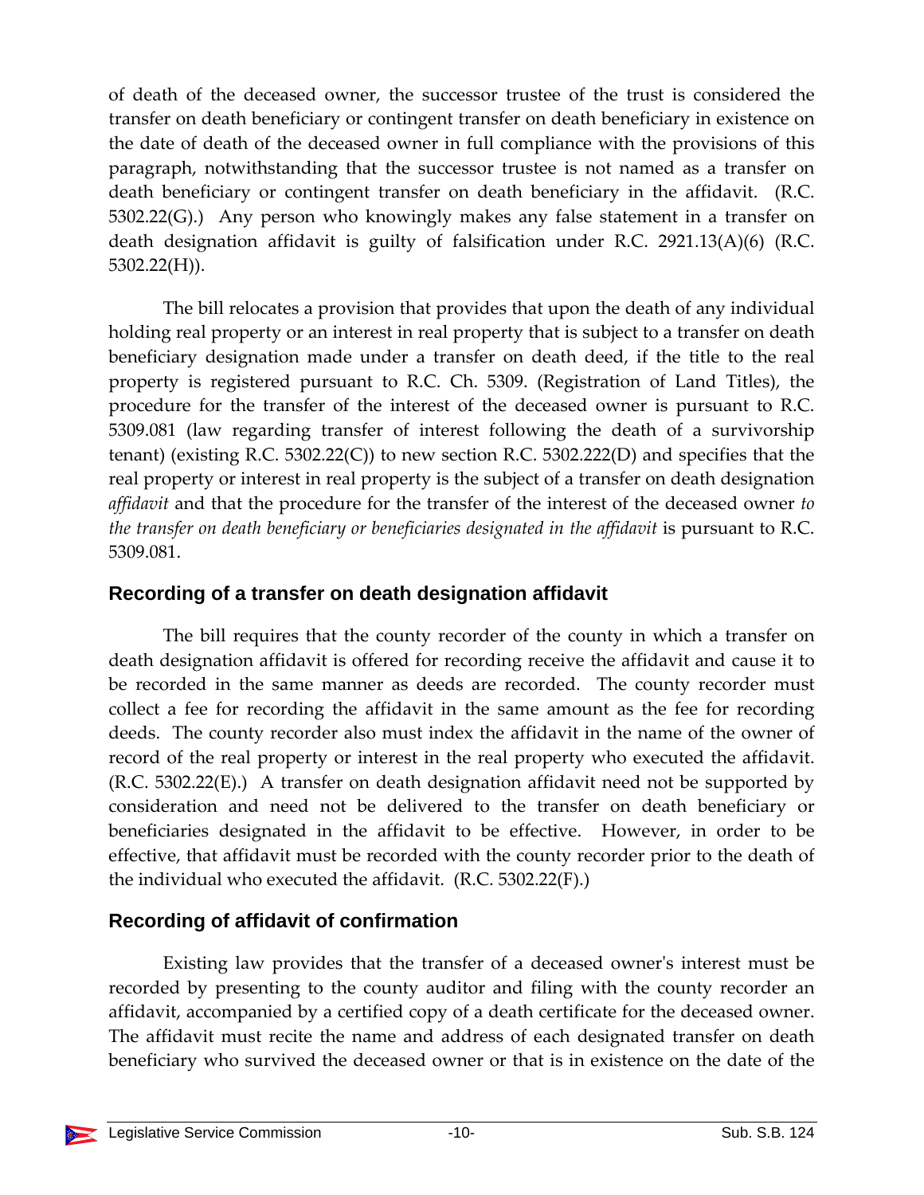of death of the deceased owner, the successor trustee of the trust is considered the transfer on death beneficiary or contingent transfer on death beneficiary in existence on the date of death of the deceased owner in full compliance with the provisions of this paragraph, notwithstanding that the successor trustee is not named as a transfer on death beneficiary or contingent transfer on death beneficiary in the affidavit. (R.C. 5302.22(G).) Any person who knowingly makes any false statement in a transfer on death designation affidavit is guilty of falsification under R.C. 2921.13(A)(6) (R.C. 5302.22(H)).

The bill relocates a provision that provides that upon the death of any individual holding real property or an interest in real property that is subject to a transfer on death beneficiary designation made under a transfer on death deed, if the title to the real property is registered pursuant to R.C. Ch. 5309. (Registration of Land Titles), the procedure for the transfer of the interest of the deceased owner is pursuant to R.C. 5309.081 (law regarding transfer of interest following the death of a survivorship tenant) (existing R.C. 5302.22(C)) to new section R.C. 5302.222(D) and specifies that the real property or interest in real property is the subject of a transfer on death designation *affidavit* and that the procedure for the transfer of the interest of the deceased owner *to the transfer on death beneficiary or beneficiaries designated in the affidavit* is pursuant to R.C. 5309.081.

## Recording of a transfer on death designation affidavit

The bill requires that the county recorder of the county in which a transfer on death designation affidavit is offered for recording receive the affidavit and cause it to be recorded in the same manner as deeds are recorded. The county recorder must collect a fee for recording the affidavit in the same amount as the fee for recording deeds. The county recorder also must index the affidavit in the name of the owner of record of the real property or interest in the real property who executed the affidavit. (R.C. 5302.22(E).) A transfer on death designation affidavit need not be supported by consideration and need not be delivered to the transfer on death beneficiary or beneficiaries designated in the affidavit to be effective. However, in order to be effective, that affidavit must be recorded with the county recorder prior to the death of the individual who executed the affidavit. (R.C. 5302.22(F).)

## Recording of affidavit of confirmation

Existing law provides that the transfer of a deceased owner's interest must be recorded by presenting to the county auditor and filing with the county recorder an affidavit, accompanied by a certified copy of a death certificate for the deceased owner. The affidavit must recite the name and address of each designated transfer on death beneficiary who survived the deceased owner or that is in existence on the date of the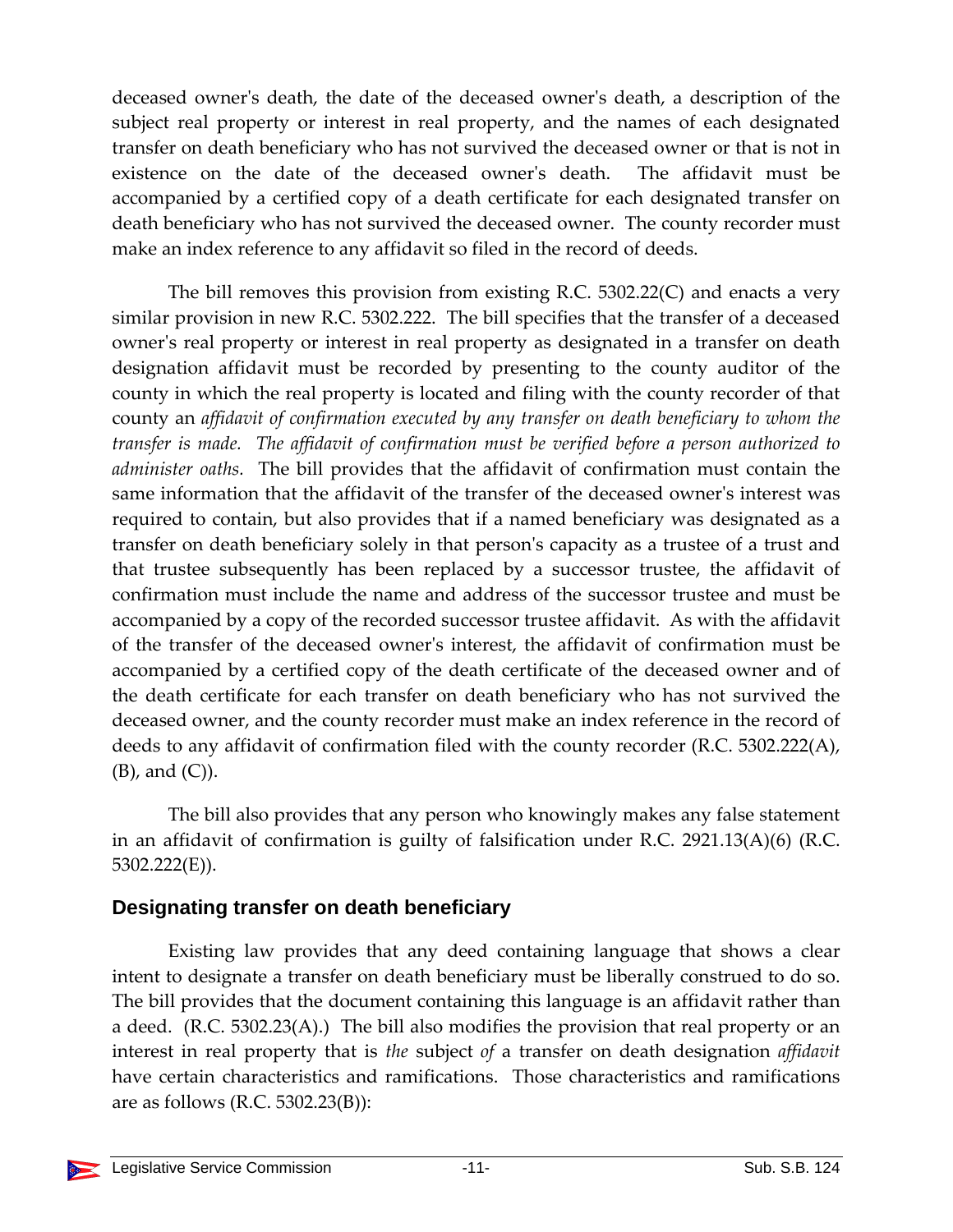deceased owner's death, the date of the deceased owner's death, a description of the subject real property or interest in real property, and the names of each designated transfer on death beneficiary who has not survived the deceased owner or that is not in existence on the date of the deceased owner's death. The affidavit must be accompanied by a certified copy of a death certificate for each designated transfer on death beneficiary who has not survived the deceased owner. The county recorder must make an index reference to any affidavit so filed in the record of deeds.

The bill removes this provision from existing R.C. 5302.22(C) and enacts a very similar provision in new R.C. 5302.222. The bill specifies that the transfer of a deceased owner's real property or interest in real property as designated in a transfer on death designation affidavit must be recorded by presenting to the county auditor of the county in which the real property is located and filing with the county recorder of that county an *affidavit of confirmation executed by any transfer on death beneficiary to whom the transfer is made. The affidavit of confirmation must be verified before a person authorized to administer oaths.* The bill provides that the affidavit of confirmation must contain the same information that the affidavit of the transfer of the deceased owner's interest was required to contain, but also provides that if a named beneficiary was designated as a transfer on death beneficiary solely in that person's capacity as a trustee of a trust and that trustee subsequently has been replaced by a successor trustee, the affidavit of confirmation must include the name and address of the successor trustee and must be accompanied by a copy of the recorded successor trustee affidavit. As with the affidavit of the transfer of the deceased owner's interest, the affidavit of confirmation must be accompanied by a certified copy of the death certificate of the deceased owner and of the death certificate for each transfer on death beneficiary who has not survived the deceased owner, and the county recorder must make an index reference in the record of deeds to any affidavit of confirmation filed with the county recorder (R.C. 5302.222(A), (B), and (C)).

The bill also provides that any person who knowingly makes any false statement in an affidavit of confirmation is guilty of falsification under R.C. 2921.13(A)(6) (R.C. 5302.222(E)).

## Designating transfer on death beneficiary

Existing law provides that any deed containing language that shows a clear intent to designate a transfer on death beneficiary must be liberally construed to do so. The bill provides that the document containing this language is an affidavit rather than a deed. (R.C. 5302.23(A).) The bill also modifies the provision that real property or an interest in real property that is *the* subject *of* a transfer on death designation *affidavit* have certain characteristics and ramifications. Those characteristics and ramifications are as follows (R.C. 5302.23(B)):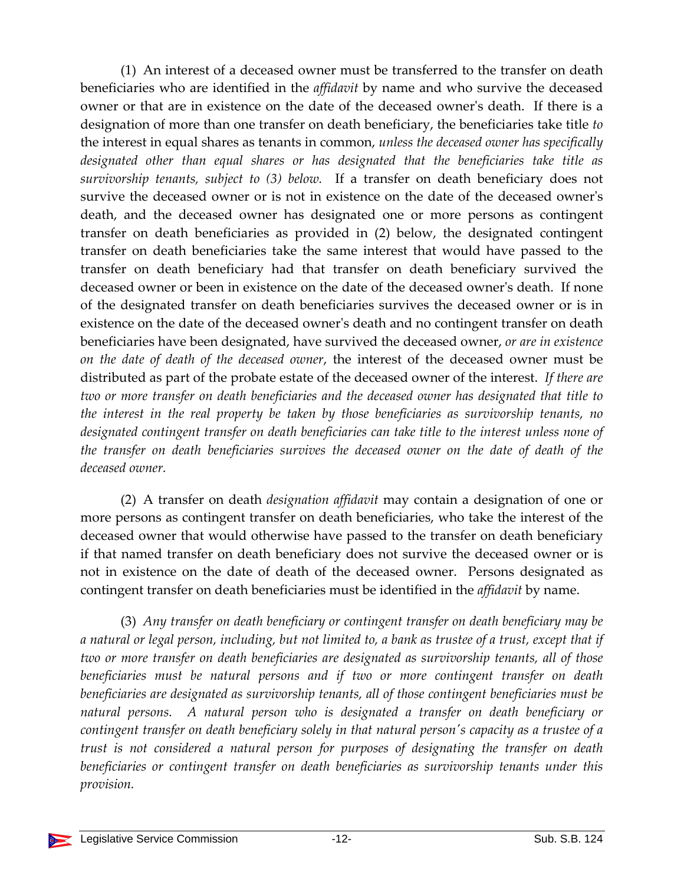(1) An interest of a deceased owner must be transferred to the transfer on death beneficiaries who are identified in the *affidavit* by name and who survive the deceased owner or that are in existence on the date of the deceased owner's death. If there is a designation of more than one transfer on death beneficiary, the beneficiaries take title *to* the interest in equal shares as tenants in common, *unless the deceased owner has specifically designated other than equal shares or has designated that the beneficiaries take title as survivorship tenants, subject to (3) below.* If a transfer on death beneficiary does not survive the deceased owner or is not in existence on the date of the deceased owner's death, and the deceased owner has designated one or more persons as contingent transfer on death beneficiaries as provided in (2) below, the designated contingent transfer on death beneficiaries take the same interest that would have passed to the transfer on death beneficiary had that transfer on death beneficiary survived the deceased owner or been in existence on the date of the deceased owner's death. If none of the designated transfer on death beneficiaries survives the deceased owner or is in existence on the date of the deceased owner's death and no contingent transfer on death beneficiaries have been designated, have survived the deceased owner, *or are in existence on the date of death of the deceased owner*, the interest of the deceased owner must be distributed as part of the probate estate of the deceased owner of the interest. *If there are two or more transfer on death beneficiaries and the deceased owner has designated that title to the interest in the real property be taken by those beneficiaries as survivorship tenants, no designated contingent transfer on death beneficiaries can take title to the interest unless none of the transfer on death beneficiaries survives the deceased owner on the date of death of the deceased owner.*

(2) A transfer on death *designation affidavit* may contain a designation of one or more persons as contingent transfer on death beneficiaries, who take the interest of the deceased owner that would otherwise have passed to the transfer on death beneficiary if that named transfer on death beneficiary does not survive the deceased owner or is not in existence on the date of death of the deceased owner. Persons designated as contingent transfer on death beneficiaries must be identified in the *affidavit* by name.

(3) *Any transfer on death beneficiary or contingent transfer on death beneficiary may be a natural or legal person, including, but not limited to, a bank as trustee of a trust, except that if two or more transfer on death beneficiaries are designated as survivorship tenants, all of those beneficiaries must be natural persons and if two or more contingent transfer on death beneficiaries are designated as survivorship tenants, all of those contingent beneficiaries must be natural persons. A natural person who is designated a transfer on death beneficiary or contingent transfer on death beneficiary solely in that natural person's capacity as a trustee of a trust is not considered a natural person for purposes of designating the transfer on death beneficiaries or contingent transfer on death beneficiaries as survivorship tenants under this provision.*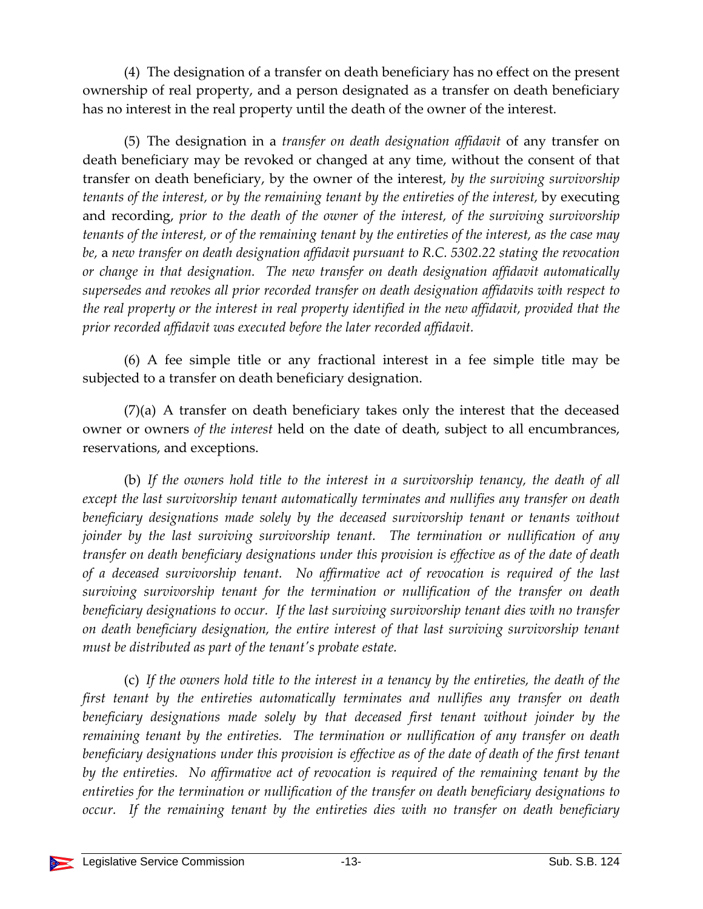(4) The designation of a transfer on death beneficiary has no effect on the present ownership of real property, and a person designated as a transfer on death beneficiary has no interest in the real property until the death of the owner of the interest.

(5) The designation in a *transfer on death designation affidavit* of any transfer on death beneficiary may be revoked or changed at any time, without the consent of that transfer on death beneficiary, by the owner of the interest, *by the surviving survivorship tenants of the interest, or by the remaining tenant by the entireties of the interest,* by executing and recording, *prior to the death of the owner of the interest, of the surviving survivorship tenants of the interest, or of the remaining tenant by the entireties of the interest, as the case may be,* a *new transfer on death designation affidavit pursuant to R.C. 5302.22 stating the revocation or change in that designation. The new transfer on death designation affidavit automatically supersedes and revokes all prior recorded transfer on death designation affidavits with respect to the real property or the interest in real property identified in the new affidavit, provided that the prior recorded affidavit was executed before the later recorded affidavit.*

(6) A fee simple title or any fractional interest in a fee simple title may be subjected to a transfer on death beneficiary designation.

(7)(a) A transfer on death beneficiary takes only the interest that the deceased owner or owners *of the interest* held on the date of death, subject to all encumbrances, reservations, and exceptions.

(b) *If the owners hold title to the interest in a survivorship tenancy, the death of all except the last survivorship tenant automatically terminates and nullifies any transfer on death beneficiary designations made solely by the deceased survivorship tenant or tenants without joinder by the last surviving survivorship tenant. The termination or nullification of any transfer on death beneficiary designations under this provision is effective as of the date of death of a deceased survivorship tenant. No affirmative act of revocation is required of the last surviving survivorship tenant for the termination or nullification of the transfer on death beneficiary designations to occur. If the last surviving survivorship tenant dies with no transfer on death beneficiary designation, the entire interest of that last surviving survivorship tenant must be distributed as part of the tenant's probate estate.*

(c) *If the owners hold title to the interest in a tenancy by the entireties, the death of the first tenant by the entireties automatically terminates and nullifies any transfer on death beneficiary designations made solely by that deceased first tenant without joinder by the remaining tenant by the entireties. The termination or nullification of any transfer on death beneficiary designations under this provision is effective as of the date of death of the first tenant by the entireties. No affirmative act of revocation is required of the remaining tenant by the entireties for the termination or nullification of the transfer on death beneficiary designations to occur. If the remaining tenant by the entireties dies with no transfer on death beneficiary*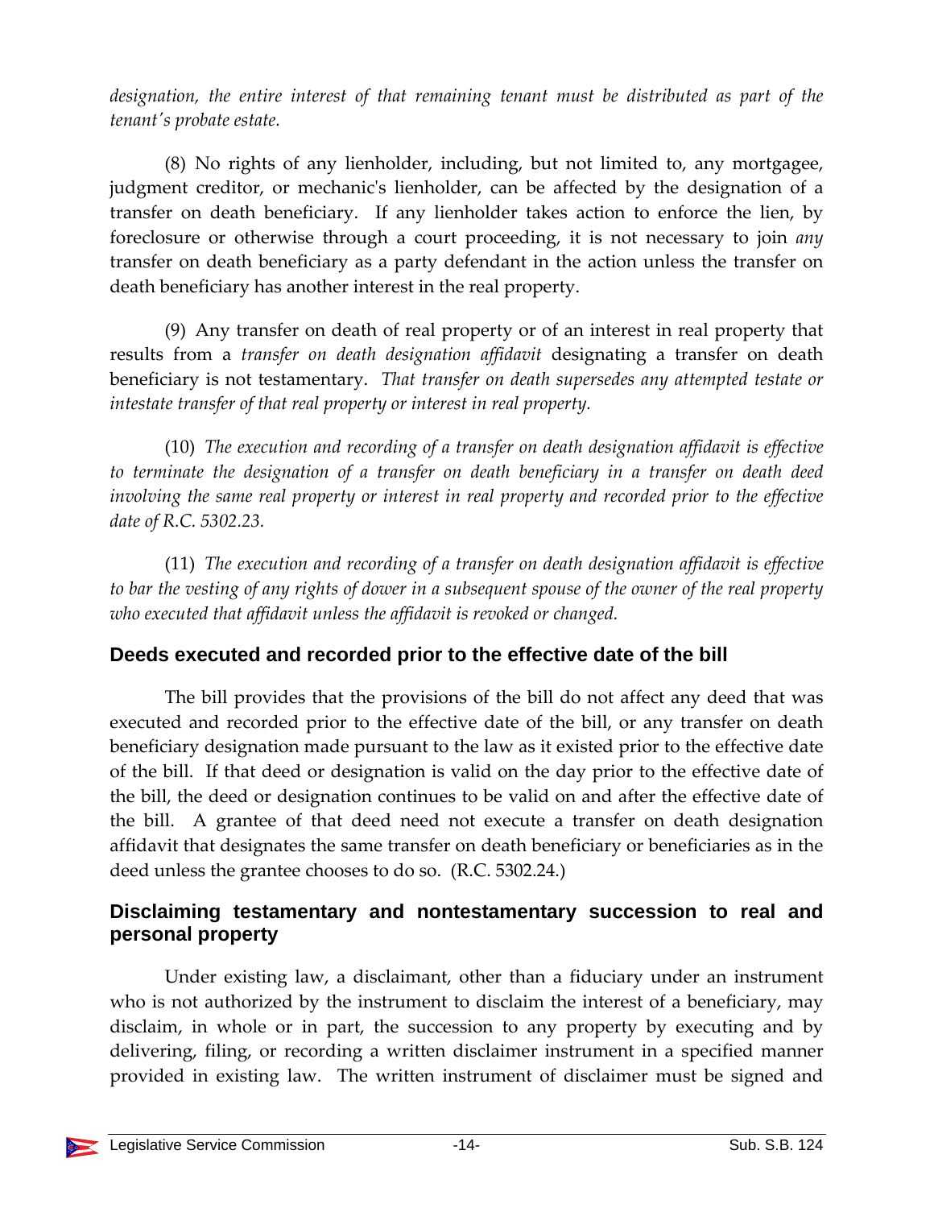*designation, the entire interest of that remaining tenant must be distributed as part of the tenant's probate estate.*

(8) No rights of any lienholder, including, but not limited to, any mortgagee, judgment creditor, or mechanic's lienholder, can be affected by the designation of a transfer on death beneficiary. If any lienholder takes action to enforce the lien, by foreclosure or otherwise through a court proceeding, it is not necessary to join *any* transfer on death beneficiary as a party defendant in the action unless the transfer on death beneficiary has another interest in the real property.

(9) Any transfer on death of real property or of an interest in real property that results from a *transfer on death designation affidavit* designating a transfer on death beneficiary is not testamentary. *That transfer on death supersedes any attempted testate or intestate transfer of that real property or interest in real property.*

(10) *The execution and recording of a transfer on death designation affidavit is effective to terminate the designation of a transfer on death beneficiary in a transfer on death deed involving the same real property or interest in real property and recorded prior to the effective date of R.C. 5302.23.*

(11) *The execution and recording of a transfer on death designation affidavit is effective to bar the vesting of any rights of dower in a subsequent spouse of the owner of the real property who executed that affidavit unless the affidavit is revoked or changed.*

## Deeds executed and recorded prior to the effective date of the bill

The bill provides that the provisions of the bill do not affect any deed that was executed and recorded prior to the effective date of the bill, or any transfer on death beneficiary designation made pursuant to the law as it existed prior to the effective date of the bill. If that deed or designation is valid on the day prior to the effective date of the bill, the deed or designation continues to be valid on and after the effective date of the bill. A grantee of that deed need not execute a transfer on death designation affidavit that designates the same transfer on death beneficiary or beneficiaries as in the deed unless the grantee chooses to do so. (R.C. 5302.24.)

## Disclaiming testamentary and nontestamentary succession to real and personal property

Under existing law, a disclaimant, other than a fiduciary under an instrument who is not authorized by the instrument to disclaim the interest of a beneficiary, may disclaim, in whole or in part, the succession to any property by executing and by delivering, filing, or recording a written disclaimer instrument in a specified manner provided in existing law. The written instrument of disclaimer must be signed and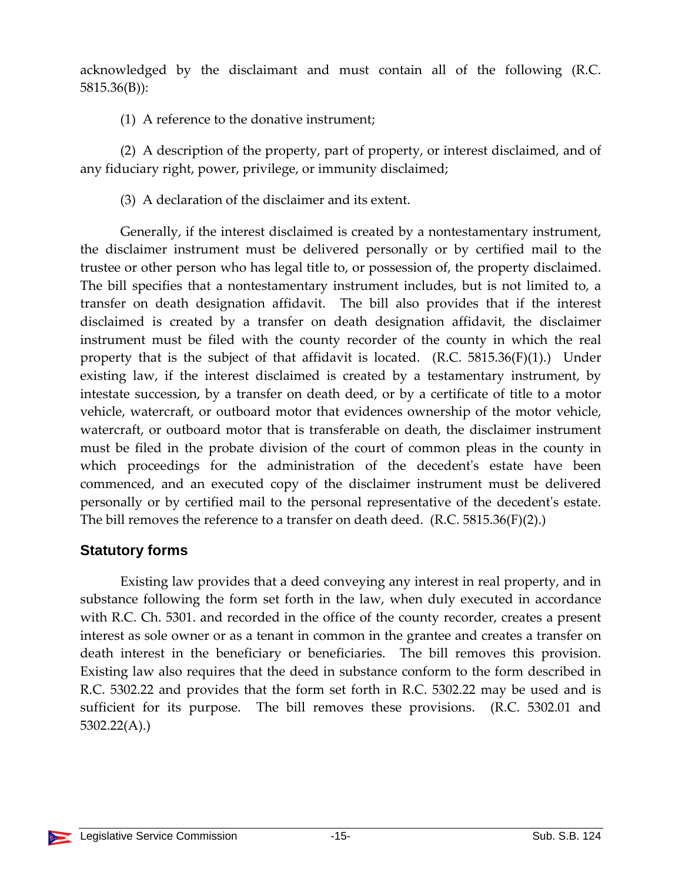acknowledged by the disclaimant and must contain all of the following (R.C. 5815.36(B)):

(1) A reference to the donative instrument;

(2) A description of the property, part of property, or interest disclaimed, and of any fiduciary right, power, privilege, or immunity disclaimed;

(3) A declaration of the disclaimer and its extent.

Generally, if the interest disclaimed is created by a nontestamentary instrument, the disclaimer instrument must be delivered personally or by certified mail to the trustee or other person who has legal title to, or possession of, the property disclaimed. The bill specifies that a nontestamentary instrument includes, but is not limited to, a transfer on death designation affidavit. The bill also provides that if the interest disclaimed is created by a transfer on death designation affidavit, the disclaimer instrument must be filed with the county recorder of the county in which the real property that is the subject of that affidavit is located. (R.C. 5815.36(F)(1).) Under existing law, if the interest disclaimed is created by a testamentary instrument, by intestate succession, by a transfer on death deed, or by a certificate of title to a motor vehicle, watercraft, or outboard motor that evidences ownership of the motor vehicle, watercraft, or outboard motor that is transferable on death, the disclaimer instrument must be filed in the probate division of the court of common pleas in the county in which proceedings for the administration of the decedent's estate have been commenced, and an executed copy of the disclaimer instrument must be delivered personally or by certified mail to the personal representative of the decedent's estate. The bill removes the reference to a transfer on death deed. (R.C. 5815.36(F)(2).)

## Statutory forms

Existing law provides that a deed conveying any interest in real property, and in substance following the form set forth in the law, when duly executed in accordance with R.C. Ch. 5301. and recorded in the office of the county recorder, creates a present interest as sole owner or as a tenant in common in the grantee and creates a transfer on death interest in the beneficiary or beneficiaries. The bill removes this provision. Existing law also requires that the deed in substance conform to the form described in R.C. 5302.22 and provides that the form set forth in R.C. 5302.22 may be used and is sufficient for its purpose. The bill removes these provisions. (R.C. 5302.01 and 5302.22(A).)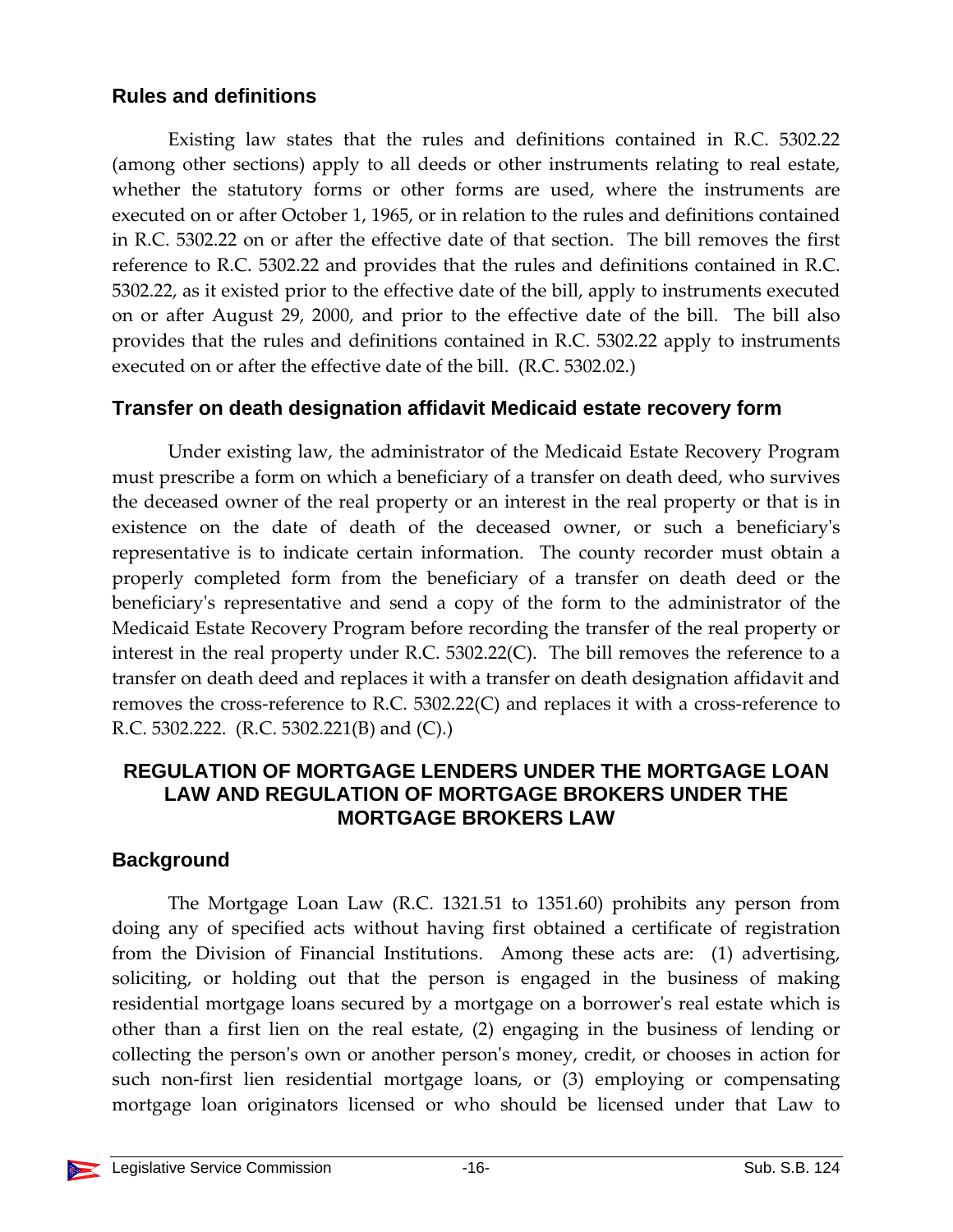## Rules and definitions

Existing law states that the rules and definitions contained in R.C. 5302.22 (among other sections) apply to all deeds or other instruments relating to real estate, whether the statutory forms or other forms are used, where the instruments are executed on or after October 1, 1965, or in relation to the rules and definitions contained in R.C. 5302.22 on or after the effective date of that section. The bill removes the first reference to R.C. 5302.22 and provides that the rules and definitions contained in R.C. 5302.22, as it existed prior to the effective date of the bill, apply to instruments executed on or after August 29, 2000, and prior to the effective date of the bill. The bill also provides that the rules and definitions contained in R.C. 5302.22 apply to instruments executed on or after the effective date of the bill. (R.C. 5302.02.)

## Transfer on death designation affidavit Medicaid estate recovery form

Under existing law, the administrator of the Medicaid Estate Recovery Program must prescribe a form on which a beneficiary of a transfer on death deed, who survives the deceased owner of the real property or an interest in the real property or that is in existence on the date of death of the deceased owner, or such a beneficiary's representative is to indicate certain information. The county recorder must obtain a properly completed form from the beneficiary of a transfer on death deed or the beneficiary's representative and send a copy of the form to the administrator of the Medicaid Estate Recovery Program before recording the transfer of the real property or interest in the real property under R.C. 5302.22(C). The bill removes the reference to a transfer on death deed and replaces it with a transfer on death designation affidavit and removes the cross-reference to R.C. 5302.22(C) and replaces it with a cross-reference to R.C. 5302.222. (R.C. 5302.221(B) and (C).)

# REGULATION OF MORTGAGE LENDERS UNDER THE MORTGAGE LOAN LAW AND REGULATION OF MORTGAGE BROKERS UNDER THE MORTGAGE BROKERS LAW

## Background

The Mortgage Loan Law (R.C. 1321.51 to 1351.60) prohibits any person from doing any of specified acts without having first obtained a certificate of registration from the Division of Financial Institutions. Among these acts are: (1) advertising, soliciting, or holding out that the person is engaged in the business of making residential mortgage loans secured by a mortgage on a borrower's real estate which is other than a first lien on the real estate, (2) engaging in the business of lending or collecting the person's own or another person's money, credit, or chooses in action for such non-first lien residential mortgage loans, or (3) employing or compensating mortgage loan originators licensed or who should be licensed under that Law to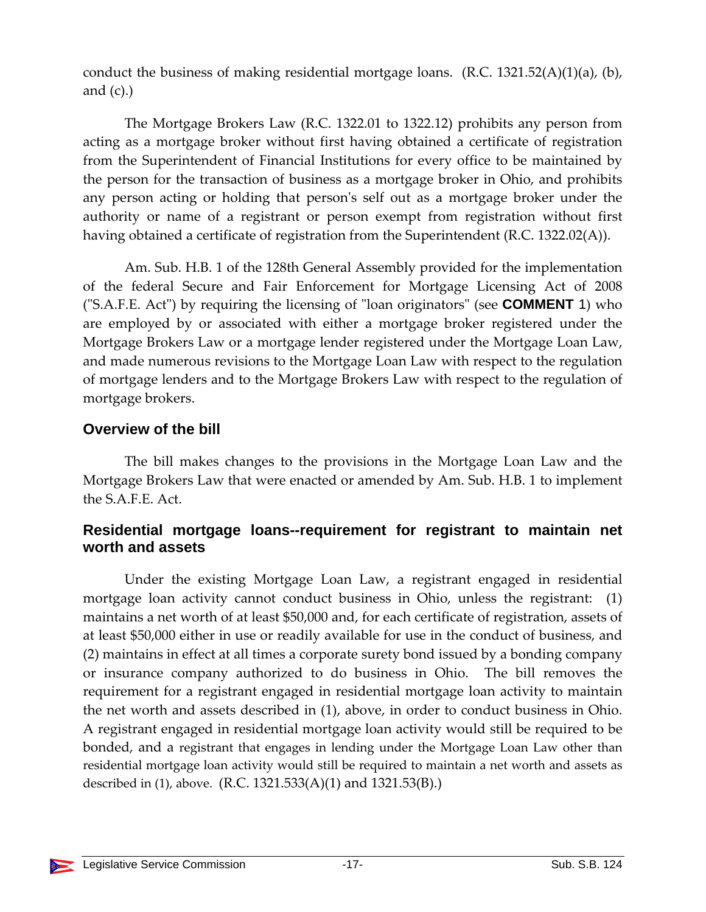conduct the business of making residential mortgage loans. (R.C. 1321.52(A)(1)(a), (b), and (c).)

The Mortgage Brokers Law (R.C. 1322.01 to 1322.12) prohibits any person from acting as a mortgage broker without first having obtained a certificate of registration from the Superintendent of Financial Institutions for every office to be maintained by the person for the transaction of business as a mortgage broker in Ohio, and prohibits any person acting or holding that person's self out as a mortgage broker under the authority or name of a registrant or person exempt from registration without first having obtained a certificate of registration from the Superintendent (R.C. 1322.02(A)).

Am. Sub. H.B. 1 of the 128th General Assembly provided for the implementation of the federal Secure and Fair Enforcement for Mortgage Licensing Act of 2008 ("S.A.F.E. Act") by requiring the licensing of "loan originators" (see **COMMENT** 1) who are employed by or associated with either a mortgage broker registered under the Mortgage Brokers Law or a mortgage lender registered under the Mortgage Loan Law, and made numerous revisions to the Mortgage Loan Law with respect to the regulation of mortgage lenders and to the Mortgage Brokers Law with respect to the regulation of mortgage brokers.

## Overview of the bill

The bill makes changes to the provisions in the Mortgage Loan Law and the Mortgage Brokers Law that were enacted or amended by Am. Sub. H.B. 1 to implement the S.A.F.E. Act.

## Residential mortgage loans--requirement for registrant to maintain net worth and assets

Under the existing Mortgage Loan Law, a registrant engaged in residential mortgage loan activity cannot conduct business in Ohio, unless the registrant: (1) maintains a net worth of at least $50,000 and, for each certificate of registration, assets of at least $50,000 either in use or readily available for use in the conduct of business, and (2) maintains in effect at all times a corporate surety bond issued by a bonding company or insurance company authorized to do business in Ohio. The bill removes the requirement for a registrant engaged in residential mortgage loan activity to maintain the net worth and assets described in (1), above, in order to conduct business in Ohio. A registrant engaged in residential mortgage loan activity would still be required to be bonded, and a registrant that engages in lending under the Mortgage Loan Law other than residential mortgage loan activity would still be required to maintain a net worth and assets as described in (1), above. (R.C. 1321.533(A)(1) and 1321.53(B).)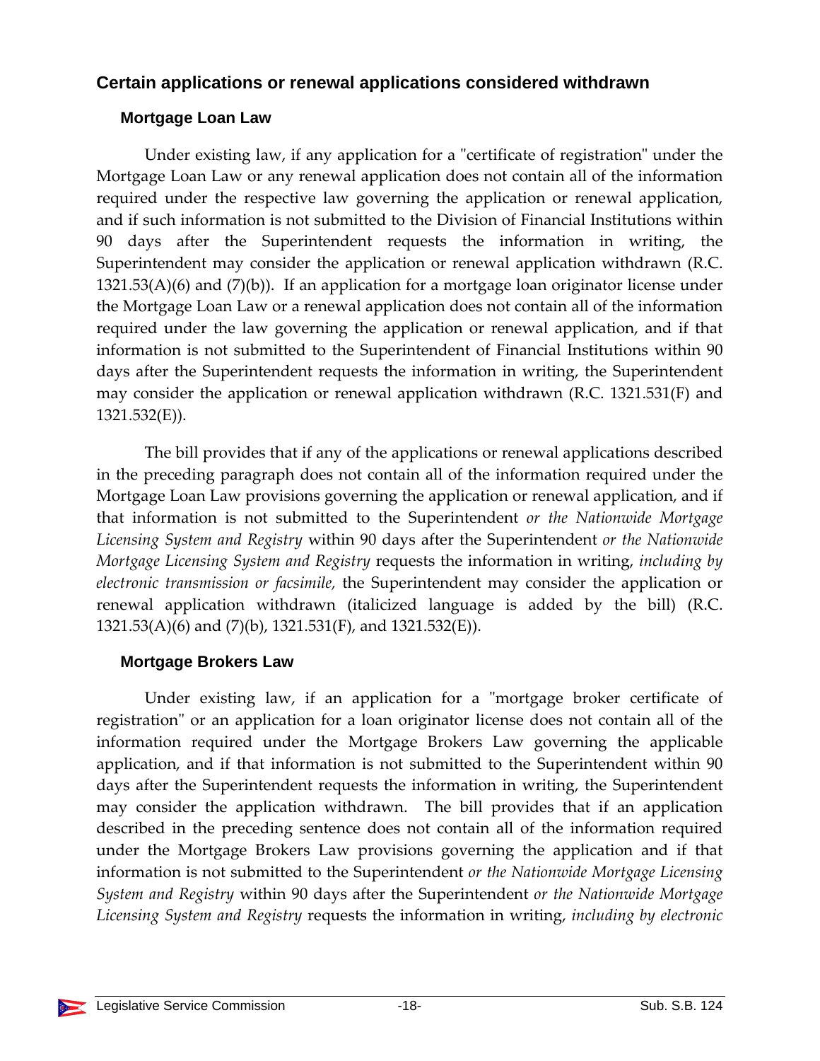## Certain applications or renewal applications considered withdrawn

### Mortgage Loan Law

Under existing law, if any application for a "certificate of registration" under the Mortgage Loan Law or any renewal application does not contain all of the information required under the respective law governing the application or renewal application, and if such information is not submitted to the Division of Financial Institutions within 90 days after the Superintendent requests the information in writing, the Superintendent may consider the application or renewal application withdrawn (R.C. 1321.53(A)(6) and (7)(b)). If an application for a mortgage loan originator license under the Mortgage Loan Law or a renewal application does not contain all of the information required under the law governing the application or renewal application, and if that information is not submitted to the Superintendent of Financial Institutions within 90 days after the Superintendent requests the information in writing, the Superintendent may consider the application or renewal application withdrawn (R.C. 1321.531(F) and 1321.532(E)).

The bill provides that if any of the applications or renewal applications described in the preceding paragraph does not contain all of the information required under the Mortgage Loan Law provisions governing the application or renewal application, and if that information is not submitted to the Superintendent *or the Nationwide Mortgage Licensing System and Registry* within 90 days after the Superintendent *or the Nationwide Mortgage Licensing System and Registry* requests the information in writing, *including by electronic transmission or facsimile,* the Superintendent may consider the application or renewal application withdrawn (italicized language is added by the bill) (R.C. 1321.53(A)(6) and (7)(b), 1321.531(F), and 1321.532(E)).

### Mortgage Brokers Law

Under existing law, if an application for a "mortgage broker certificate of registration" or an application for a loan originator license does not contain all of the information required under the Mortgage Brokers Law governing the applicable application, and if that information is not submitted to the Superintendent within 90 days after the Superintendent requests the information in writing, the Superintendent may consider the application withdrawn. The bill provides that if an application described in the preceding sentence does not contain all of the information required under the Mortgage Brokers Law provisions governing the application and if that information is not submitted to the Superintendent *or the Nationwide Mortgage Licensing System and Registry* within 90 days after the Superintendent *or the Nationwide Mortgage Licensing System and Registry* requests the information in writing, *including by electronic*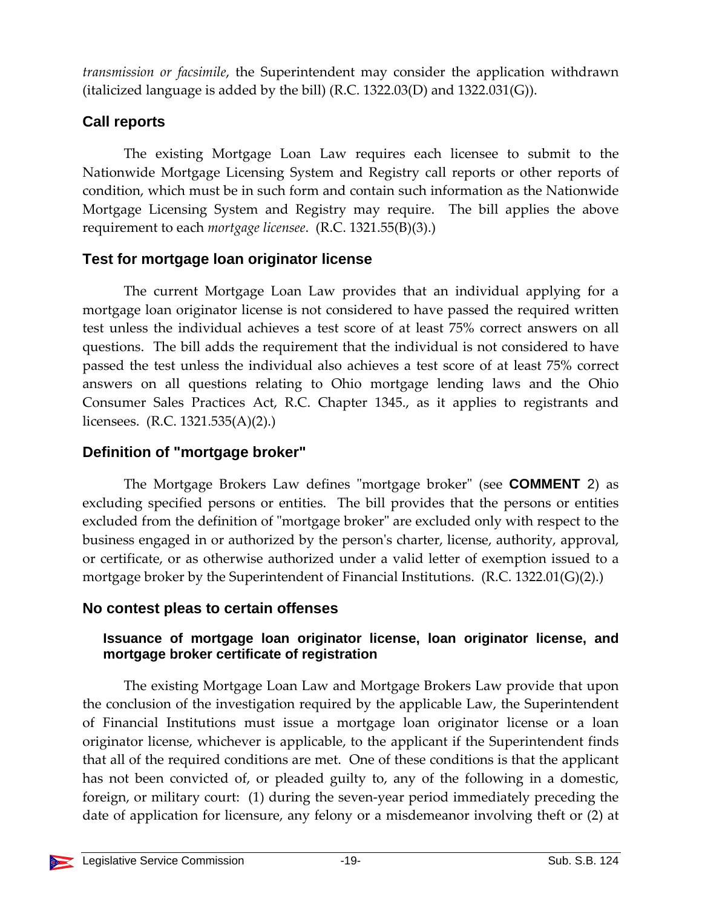*transmission or facsimile*, the Superintendent may consider the application withdrawn (italicized language is added by the bill) (R.C. 1322.03(D) and 1322.031(G)).

## Call reports

The existing Mortgage Loan Law requires each licensee to submit to the Nationwide Mortgage Licensing System and Registry call reports or other reports of condition, which must be in such form and contain such information as the Nationwide Mortgage Licensing System and Registry may require. The bill applies the above requirement to each *mortgage licensee*. (R.C. 1321.55(B)(3).)

## Test for mortgage loan originator license

The current Mortgage Loan Law provides that an individual applying for a mortgage loan originator license is not considered to have passed the required written test unless the individual achieves a test score of at least 75% correct answers on all questions. The bill adds the requirement that the individual is not considered to have passed the test unless the individual also achieves a test score of at least 75% correct answers on all questions relating to Ohio mortgage lending laws and the Ohio Consumer Sales Practices Act, R.C. Chapter 1345., as it applies to registrants and licensees. (R.C. 1321.535(A)(2).)

## Definition of "mortgage broker"

The Mortgage Brokers Law defines "mortgage broker" (see **COMMENT** 2) as excluding specified persons or entities. The bill provides that the persons or entities excluded from the definition of "mortgage broker" are excluded only with respect to the business engaged in or authorized by the person's charter, license, authority, approval, or certificate, or as otherwise authorized under a valid letter of exemption issued to a mortgage broker by the Superintendent of Financial Institutions. (R.C. 1322.01(G)(2).)

## No contest pleas to certain offenses

### Issuance of mortgage loan originator license, loan originator license, and mortgage broker certificate of registration

The existing Mortgage Loan Law and Mortgage Brokers Law provide that upon the conclusion of the investigation required by the applicable Law, the Superintendent of Financial Institutions must issue a mortgage loan originator license or a loan originator license, whichever is applicable, to the applicant if the Superintendent finds that all of the required conditions are met. One of these conditions is that the applicant has not been convicted of, or pleaded guilty to, any of the following in a domestic, foreign, or military court: (1) during the seven-year period immediately preceding the date of application for licensure, any felony or a misdemeanor involving theft or (2) at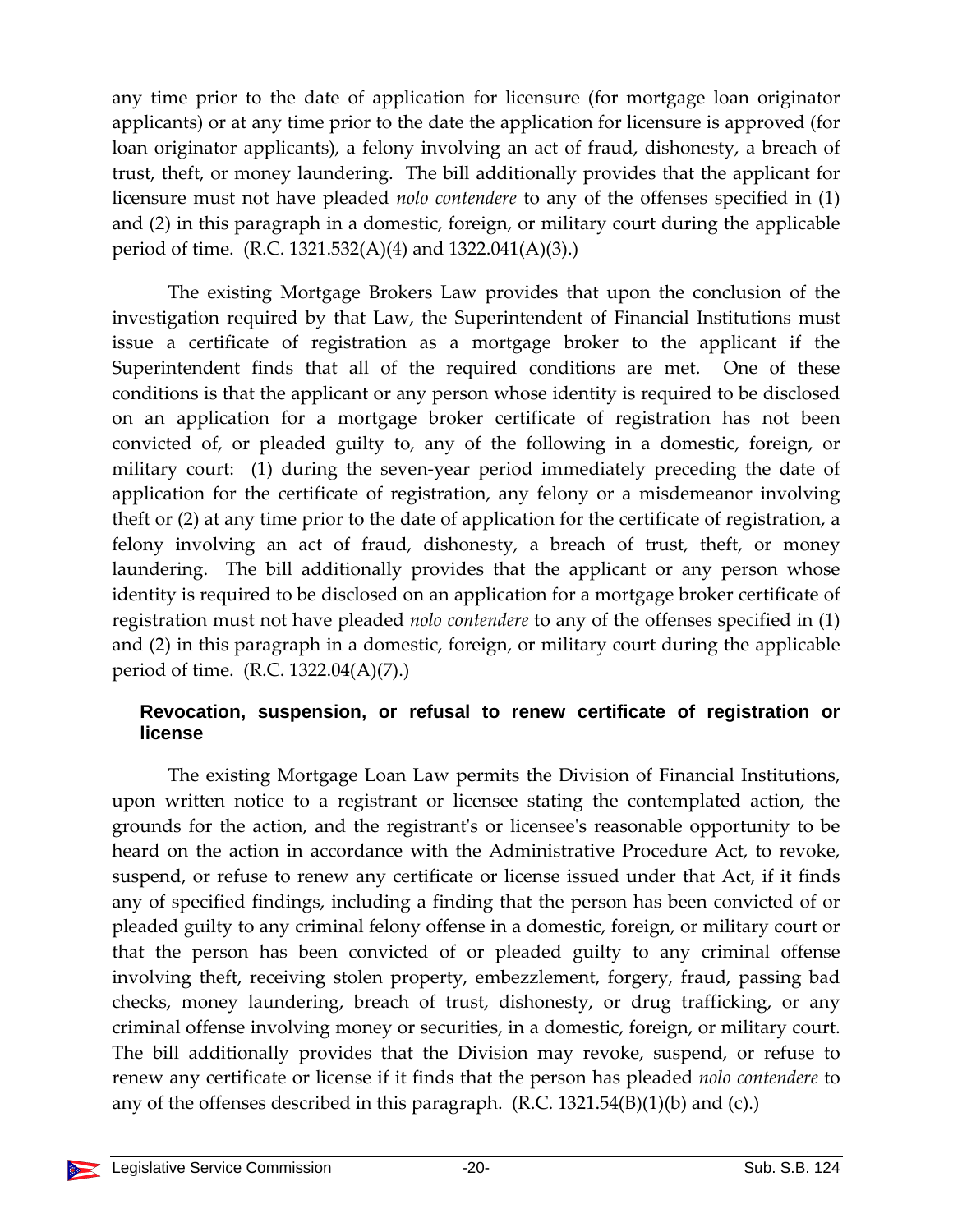any time prior to the date of application for licensure (for mortgage loan originator applicants) or at any time prior to the date the application for licensure is approved (for loan originator applicants), a felony involving an act of fraud, dishonesty, a breach of trust, theft, or money laundering. The bill additionally provides that the applicant for licensure must not have pleaded *nolo contendere* to any of the offenses specified in (1) and (2) in this paragraph in a domestic, foreign, or military court during the applicable period of time. (R.C. 1321.532(A)(4) and 1322.041(A)(3).)

The existing Mortgage Brokers Law provides that upon the conclusion of the investigation required by that Law, the Superintendent of Financial Institutions must issue a certificate of registration as a mortgage broker to the applicant if the Superintendent finds that all of the required conditions are met. One of these conditions is that the applicant or any person whose identity is required to be disclosed on an application for a mortgage broker certificate of registration has not been convicted of, or pleaded guilty to, any of the following in a domestic, foreign, or military court: (1) during the seven-year period immediately preceding the date of application for the certificate of registration, any felony or a misdemeanor involving theft or (2) at any time prior to the date of application for the certificate of registration, a felony involving an act of fraud, dishonesty, a breach of trust, theft, or money laundering. The bill additionally provides that the applicant or any person whose identity is required to be disclosed on an application for a mortgage broker certificate of registration must not have pleaded *nolo contendere* to any of the offenses specified in (1) and (2) in this paragraph in a domestic, foreign, or military court during the applicable period of time. (R.C. 1322.04(A)(7).)

### Revocation, suspension, or refusal to renew certificate of registration or license

The existing Mortgage Loan Law permits the Division of Financial Institutions, upon written notice to a registrant or licensee stating the contemplated action, the grounds for the action, and the registrant's or licensee's reasonable opportunity to be heard on the action in accordance with the Administrative Procedure Act, to revoke, suspend, or refuse to renew any certificate or license issued under that Act, if it finds any of specified findings, including a finding that the person has been convicted of or pleaded guilty to any criminal felony offense in a domestic, foreign, or military court or that the person has been convicted of or pleaded guilty to any criminal offense involving theft, receiving stolen property, embezzlement, forgery, fraud, passing bad checks, money laundering, breach of trust, dishonesty, or drug trafficking, or any criminal offense involving money or securities, in a domestic, foreign, or military court. The bill additionally provides that the Division may revoke, suspend, or refuse to renew any certificate or license if it finds that the person has pleaded *nolo contendere* to any of the offenses described in this paragraph. (R.C. 1321.54(B)(1)(b) and (c).)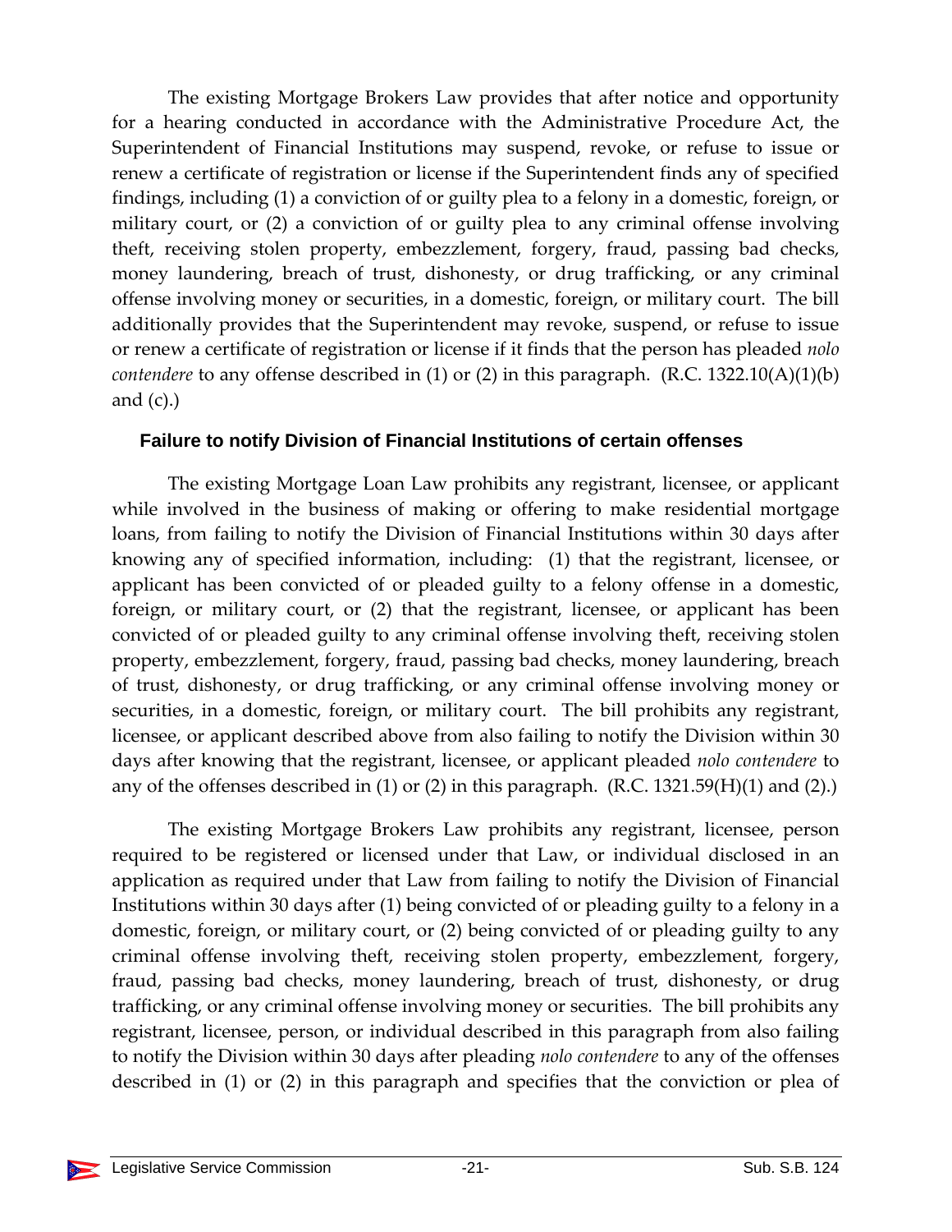The existing Mortgage Brokers Law provides that after notice and opportunity for a hearing conducted in accordance with the Administrative Procedure Act, the Superintendent of Financial Institutions may suspend, revoke, or refuse to issue or renew a certificate of registration or license if the Superintendent finds any of specified findings, including (1) a conviction of or guilty plea to a felony in a domestic, foreign, or military court, or (2) a conviction of or guilty plea to any criminal offense involving theft, receiving stolen property, embezzlement, forgery, fraud, passing bad checks, money laundering, breach of trust, dishonesty, or drug trafficking, or any criminal offense involving money or securities, in a domestic, foreign, or military court. The bill additionally provides that the Superintendent may revoke, suspend, or refuse to issue or renew a certificate of registration or license if it finds that the person has pleaded *nolo contendere* to any offense described in (1) or (2) in this paragraph. (R.C. 1322.10(A)(1)(b) and (c).)

### Failure to notify Division of Financial Institutions of certain offenses

The existing Mortgage Loan Law prohibits any registrant, licensee, or applicant while involved in the business of making or offering to make residential mortgage loans, from failing to notify the Division of Financial Institutions within 30 days after knowing any of specified information, including: (1) that the registrant, licensee, or applicant has been convicted of or pleaded guilty to a felony offense in a domestic, foreign, or military court, or (2) that the registrant, licensee, or applicant has been convicted of or pleaded guilty to any criminal offense involving theft, receiving stolen property, embezzlement, forgery, fraud, passing bad checks, money laundering, breach of trust, dishonesty, or drug trafficking, or any criminal offense involving money or securities, in a domestic, foreign, or military court. The bill prohibits any registrant, licensee, or applicant described above from also failing to notify the Division within 30 days after knowing that the registrant, licensee, or applicant pleaded *nolo contendere* to any of the offenses described in (1) or (2) in this paragraph. (R.C. 1321.59(H)(1) and (2).)

The existing Mortgage Brokers Law prohibits any registrant, licensee, person required to be registered or licensed under that Law, or individual disclosed in an application as required under that Law from failing to notify the Division of Financial Institutions within 30 days after (1) being convicted of or pleading guilty to a felony in a domestic, foreign, or military court, or (2) being convicted of or pleading guilty to any criminal offense involving theft, receiving stolen property, embezzlement, forgery, fraud, passing bad checks, money laundering, breach of trust, dishonesty, or drug trafficking, or any criminal offense involving money or securities. The bill prohibits any registrant, licensee, person, or individual described in this paragraph from also failing to notify the Division within 30 days after pleading *nolo contendere* to any of the offenses described in (1) or (2) in this paragraph and specifies that the conviction or plea of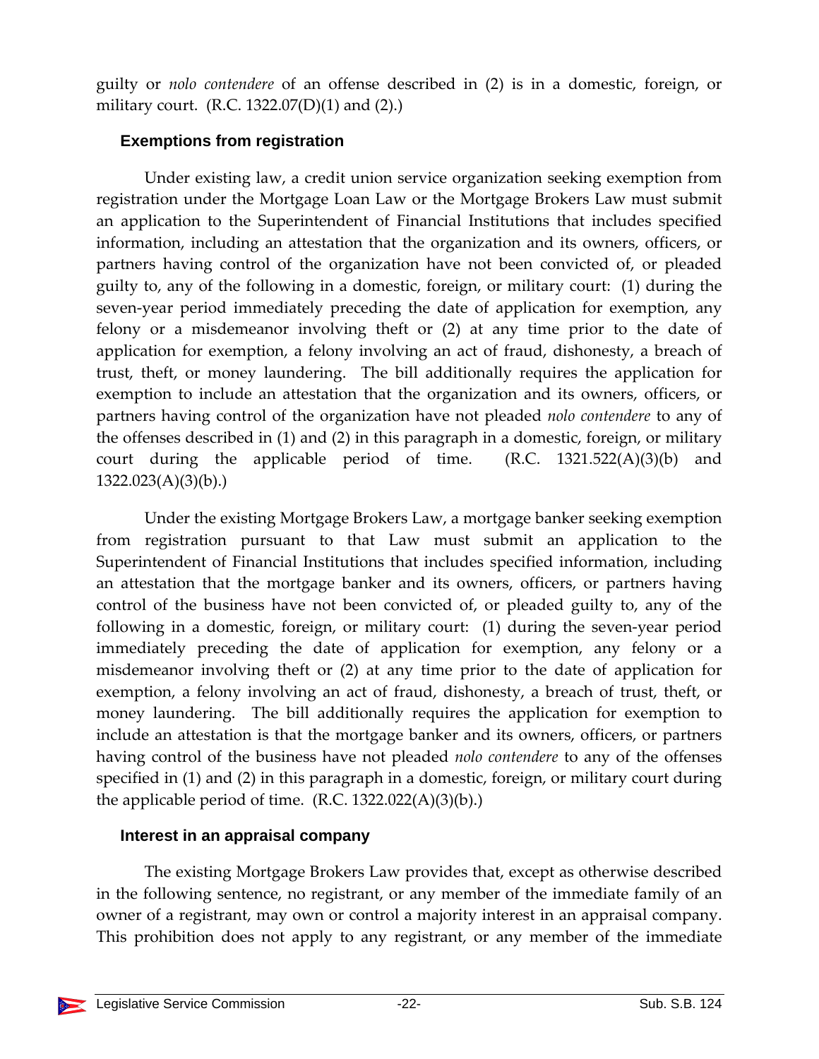guilty or *nolo contendere* of an offense described in (2) is in a domestic, foreign, or military court. (R.C. 1322.07(D)(1) and (2).)

### Exemptions from registration

Under existing law, a credit union service organization seeking exemption from registration under the Mortgage Loan Law or the Mortgage Brokers Law must submit an application to the Superintendent of Financial Institutions that includes specified information, including an attestation that the organization and its owners, officers, or partners having control of the organization have not been convicted of, or pleaded guilty to, any of the following in a domestic, foreign, or military court: (1) during the seven-year period immediately preceding the date of application for exemption, any felony or a misdemeanor involving theft or (2) at any time prior to the date of application for exemption, a felony involving an act of fraud, dishonesty, a breach of trust, theft, or money laundering. The bill additionally requires the application for exemption to include an attestation that the organization and its owners, officers, or partners having control of the organization have not pleaded *nolo contendere* to any of the offenses described in (1) and (2) in this paragraph in a domestic, foreign, or military court during the applicable period of time. (R.C. 1321.522(A)(3)(b) and 1322.023(A)(3)(b).)

Under the existing Mortgage Brokers Law, a mortgage banker seeking exemption from registration pursuant to that Law must submit an application to the Superintendent of Financial Institutions that includes specified information, including an attestation that the mortgage banker and its owners, officers, or partners having control of the business have not been convicted of, or pleaded guilty to, any of the following in a domestic, foreign, or military court: (1) during the seven-year period immediately preceding the date of application for exemption, any felony or a misdemeanor involving theft or (2) at any time prior to the date of application for exemption, a felony involving an act of fraud, dishonesty, a breach of trust, theft, or money laundering. The bill additionally requires the application for exemption to include an attestation is that the mortgage banker and its owners, officers, or partners having control of the business have not pleaded *nolo contendere* to any of the offenses specified in (1) and (2) in this paragraph in a domestic, foreign, or military court during the applicable period of time. (R.C. 1322.022(A)(3)(b).)

### Interest in an appraisal company

The existing Mortgage Brokers Law provides that, except as otherwise described in the following sentence, no registrant, or any member of the immediate family of an owner of a registrant, may own or control a majority interest in an appraisal company. This prohibition does not apply to any registrant, or any member of the immediate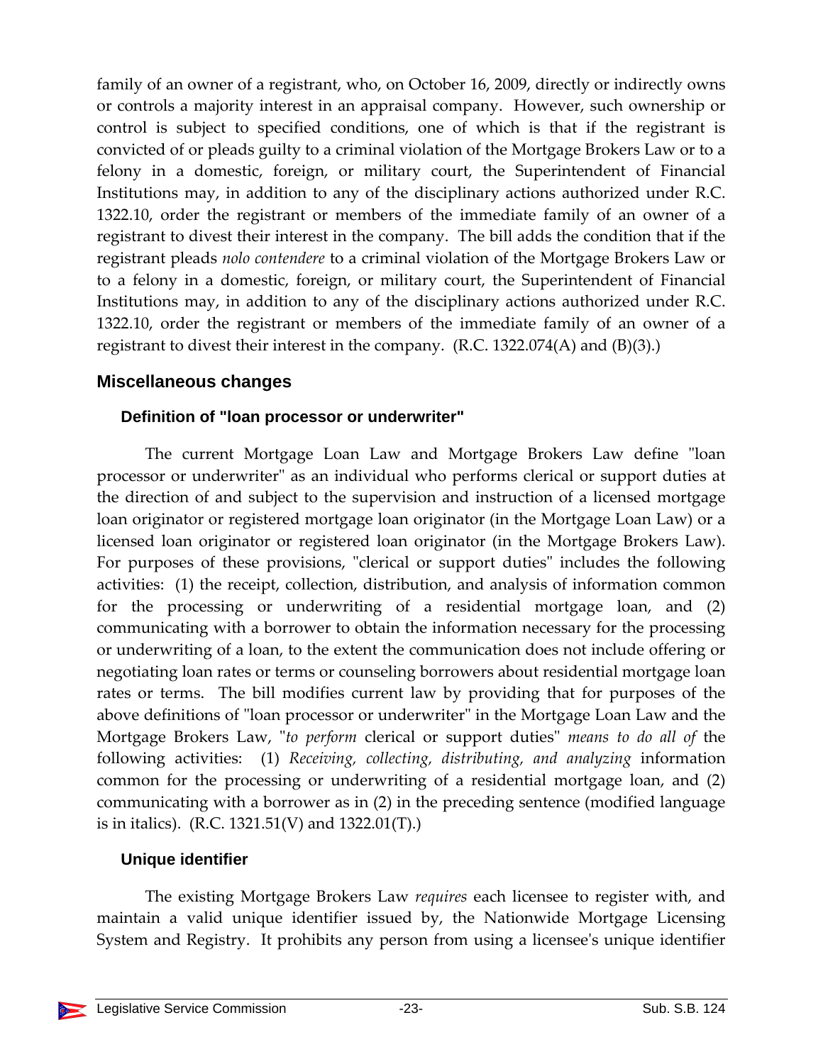family of an owner of a registrant, who, on October 16, 2009, directly or indirectly owns or controls a majority interest in an appraisal company. However, such ownership or control is subject to specified conditions, one of which is that if the registrant is convicted of or pleads guilty to a criminal violation of the Mortgage Brokers Law or to a felony in a domestic, foreign, or military court, the Superintendent of Financial Institutions may, in addition to any of the disciplinary actions authorized under R.C. 1322.10, order the registrant or members of the immediate family of an owner of a registrant to divest their interest in the company. The bill adds the condition that if the registrant pleads *nolo contendere* to a criminal violation of the Mortgage Brokers Law or to a felony in a domestic, foreign, or military court, the Superintendent of Financial Institutions may, in addition to any of the disciplinary actions authorized under R.C. 1322.10, order the registrant or members of the immediate family of an owner of a registrant to divest their interest in the company. (R.C. 1322.074(A) and (B)(3).)

## Miscellaneous changes

### Definition of "loan processor or underwriter"

The current Mortgage Loan Law and Mortgage Brokers Law define "loan processor or underwriter" as an individual who performs clerical or support duties at the direction of and subject to the supervision and instruction of a licensed mortgage loan originator or registered mortgage loan originator (in the Mortgage Loan Law) or a licensed loan originator or registered loan originator (in the Mortgage Brokers Law). For purposes of these provisions, "clerical or support duties" includes the following activities: (1) the receipt, collection, distribution, and analysis of information common for the processing or underwriting of a residential mortgage loan, and (2) communicating with a borrower to obtain the information necessary for the processing or underwriting of a loan, to the extent the communication does not include offering or negotiating loan rates or terms or counseling borrowers about residential mortgage loan rates or terms. The bill modifies current law by providing that for purposes of the above definitions of "loan processor or underwriter" in the Mortgage Loan Law and the Mortgage Brokers Law, "*to perform* clerical or support duties" *means to do all of* the following activities: (1) *Receiving, collecting, distributing, and analyzing* information common for the processing or underwriting of a residential mortgage loan, and (2) communicating with a borrower as in (2) in the preceding sentence (modified language is in italics). (R.C. 1321.51(V) and 1322.01(T).)

### Unique identifier

The existing Mortgage Brokers Law *requires* each licensee to register with, and maintain a valid unique identifier issued by, the Nationwide Mortgage Licensing System and Registry. It prohibits any person from using a licensee's unique identifier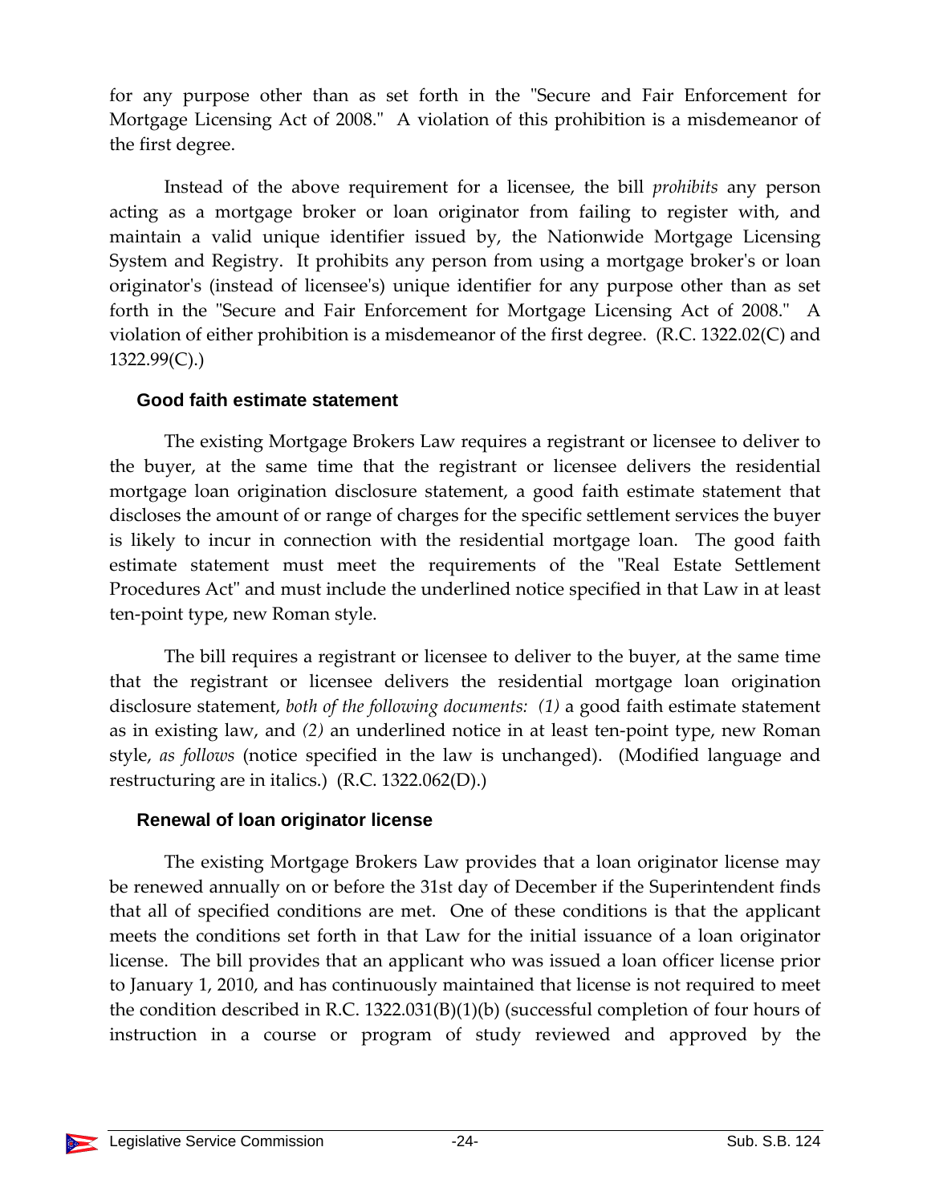for any purpose other than as set forth in the "Secure and Fair Enforcement for Mortgage Licensing Act of 2008." A violation of this prohibition is a misdemeanor of the first degree.

Instead of the above requirement for a licensee, the bill *prohibits* any person acting as a mortgage broker or loan originator from failing to register with, and maintain a valid unique identifier issued by, the Nationwide Mortgage Licensing System and Registry. It prohibits any person from using a mortgage broker's or loan originator's (instead of licensee's) unique identifier for any purpose other than as set forth in the "Secure and Fair Enforcement for Mortgage Licensing Act of 2008." A violation of either prohibition is a misdemeanor of the first degree. (R.C. 1322.02(C) and 1322.99(C).)

### Good faith estimate statement

The existing Mortgage Brokers Law requires a registrant or licensee to deliver to the buyer, at the same time that the registrant or licensee delivers the residential mortgage loan origination disclosure statement, a good faith estimate statement that discloses the amount of or range of charges for the specific settlement services the buyer is likely to incur in connection with the residential mortgage loan. The good faith estimate statement must meet the requirements of the "Real Estate Settlement Procedures Act" and must include the underlined notice specified in that Law in at least ten-point type, new Roman style.

The bill requires a registrant or licensee to deliver to the buyer, at the same time that the registrant or licensee delivers the residential mortgage loan origination disclosure statement, *both of the following documents: (1)* a good faith estimate statement as in existing law, and *(2)* an underlined notice in at least ten-point type, new Roman style, *as follows* (notice specified in the law is unchanged). (Modified language and restructuring are in italics.) (R.C. 1322.062(D).)

### Renewal of loan originator license

The existing Mortgage Brokers Law provides that a loan originator license may be renewed annually on or before the 31st day of December if the Superintendent finds that all of specified conditions are met. One of these conditions is that the applicant meets the conditions set forth in that Law for the initial issuance of a loan originator license. The bill provides that an applicant who was issued a loan officer license prior to January 1, 2010, and has continuously maintained that license is not required to meet the condition described in R.C. 1322.031(B)(1)(b) (successful completion of four hours of instruction in a course or program of study reviewed and approved by the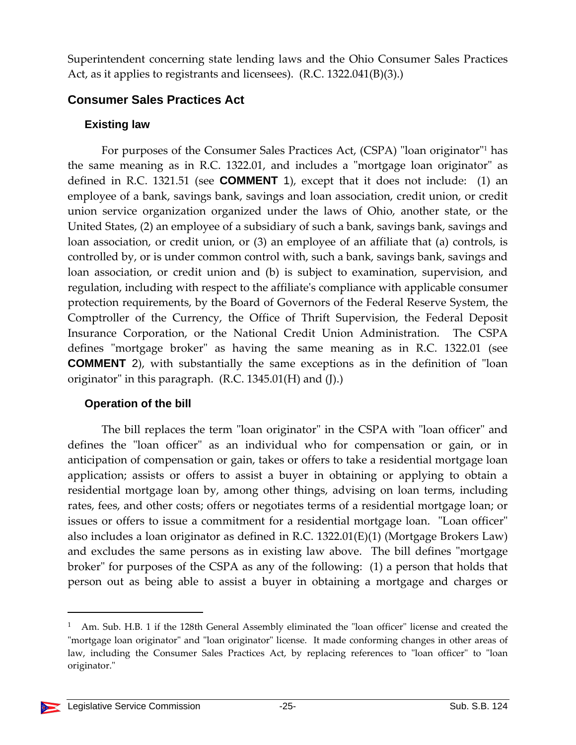Superintendent concerning state lending laws and the Ohio Consumer Sales Practices Act, as it applies to registrants and licensees). (R.C. 1322.041(B)(3).)

## Consumer Sales Practices Act

### Existing law

For purposes of the Consumer Sales Practices Act, (CSPA) "loan originator"[1] has the same meaning as in R.C. 1322.01, and includes a "mortgage loan originator" as defined in R.C. 1321.51 (see **COMMENT** 1), except that it does not include: (1) an employee of a bank, savings bank, savings and loan association, credit union, or credit union service organization organized under the laws of Ohio, another state, or the United States, (2) an employee of a subsidiary of such a bank, savings bank, savings and loan association, or credit union, or (3) an employee of an affiliate that (a) controls, is controlled by, or is under common control with, such a bank, savings bank, savings and loan association, or credit union and (b) is subject to examination, supervision, and regulation, including with respect to the affiliate's compliance with applicable consumer protection requirements, by the Board of Governors of the Federal Reserve System, the Comptroller of the Currency, the Office of Thrift Supervision, the Federal Deposit Insurance Corporation, or the National Credit Union Administration. The CSPA defines "mortgage broker" as having the same meaning as in R.C. 1322.01 (see **COMMENT** 2), with substantially the same exceptions as in the definition of "loan originator" in this paragraph. (R.C. 1345.01(H) and (J).)

### Operation of the bill

The bill replaces the term "loan originator" in the CSPA with "loan officer" and defines the "loan officer" as an individual who for compensation or gain, or in anticipation of compensation or gain, takes or offers to take a residential mortgage loan application; assists or offers to assist a buyer in obtaining or applying to obtain a residential mortgage loan by, among other things, advising on loan terms, including rates, fees, and other costs; offers or negotiates terms of a residential mortgage loan; or issues or offers to issue a commitment for a residential mortgage loan. "Loan officer" also includes a loan originator as defined in R.C. 1322.01(E)(1) (Mortgage Brokers Law) and excludes the same persons as in existing law above. The bill defines "mortgage broker" for purposes of the CSPA as any of the following: (1) a person that holds that person out as being able to assist a buyer in obtaining a mortgage and charges or

---

[1] Am. Sub. H.B. 1 if the 128th General Assembly eliminated the "loan officer" license and created the "mortgage loan originator" and "loan originator" license. It made conforming changes in other areas of law, including the Consumer Sales Practices Act, by replacing references to "loan officer" to "loan originator."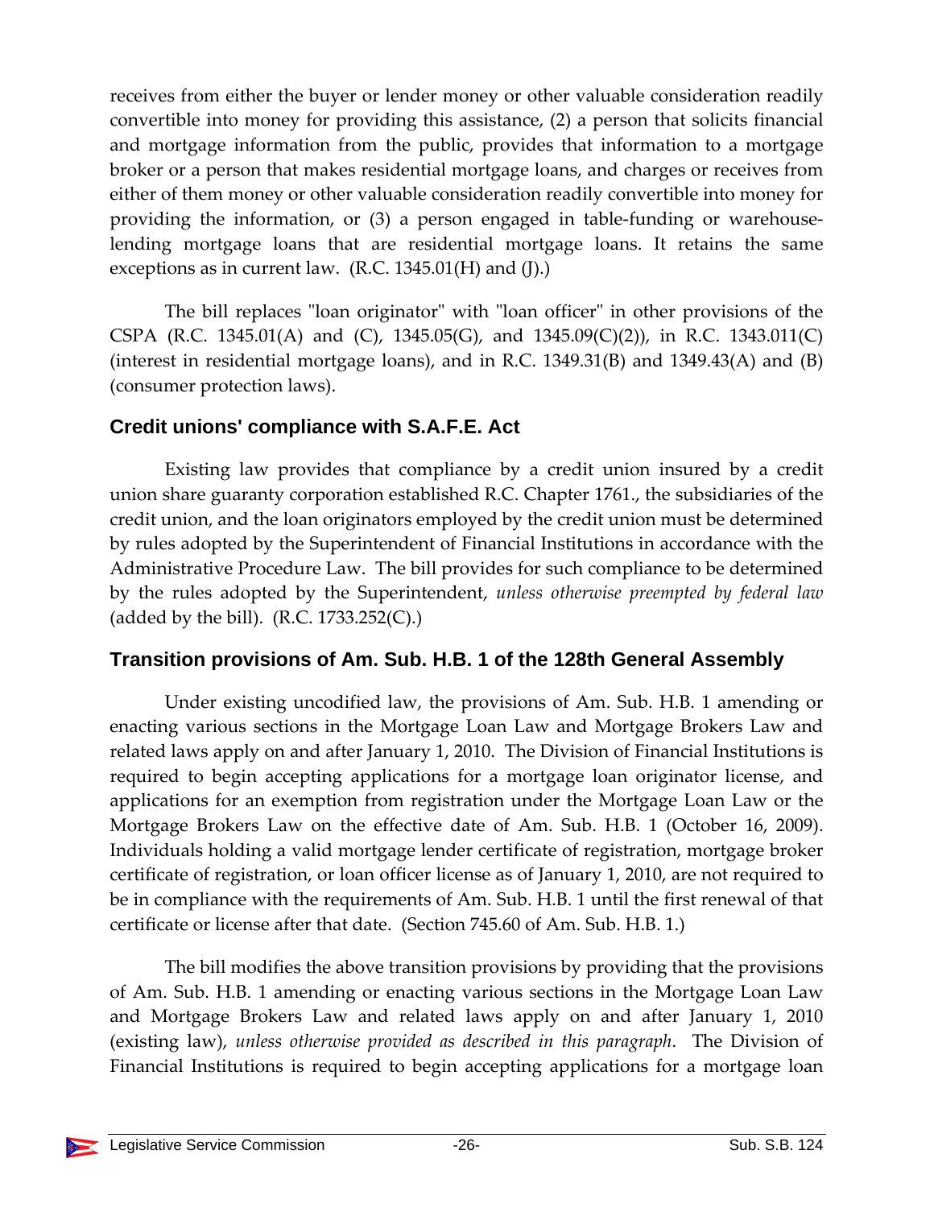receives from either the buyer or lender money or other valuable consideration readily convertible into money for providing this assistance, (2) a person that solicits financial and mortgage information from the public, provides that information to a mortgage broker or a person that makes residential mortgage loans, and charges or receives from either of them money or other valuable consideration readily convertible into money for providing the information, or (3) a person engaged in table-funding or warehouse-lending mortgage loans that are residential mortgage loans. It retains the same exceptions as in current law. (R.C. 1345.01(H) and (J).)

The bill replaces "loan originator" with "loan officer" in other provisions of the CSPA (R.C. 1345.01(A) and (C), 1345.05(G), and 1345.09(C)(2)), in R.C. 1343.011(C) (interest in residential mortgage loans), and in R.C. 1349.31(B) and 1349.43(A) and (B) (consumer protection laws).

### Credit unions' compliance with S.A.F.E. Act

Existing law provides that compliance by a credit union insured by a credit union share guaranty corporation established R.C. Chapter 1761., the subsidiaries of the credit union, and the loan originators employed by the credit union must be determined by rules adopted by the Superintendent of Financial Institutions in accordance with the Administrative Procedure Law. The bill provides for such compliance to be determined by the rules adopted by the Superintendent, *unless otherwise preempted by federal law* (added by the bill). (R.C. 1733.252(C).)

### Transition provisions of Am. Sub. H.B. 1 of the 128th General Assembly

Under existing uncodified law, the provisions of Am. Sub. H.B. 1 amending or enacting various sections in the Mortgage Loan Law and Mortgage Brokers Law and related laws apply on and after January 1, 2010. The Division of Financial Institutions is required to begin accepting applications for a mortgage loan originator license, and applications for an exemption from registration under the Mortgage Loan Law or the Mortgage Brokers Law on the effective date of Am. Sub. H.B. 1 (October 16, 2009). Individuals holding a valid mortgage lender certificate of registration, mortgage broker certificate of registration, or loan officer license as of January 1, 2010, are not required to be in compliance with the requirements of Am. Sub. H.B. 1 until the first renewal of that certificate or license after that date. (Section 745.60 of Am. Sub. H.B. 1.)

The bill modifies the above transition provisions by providing that the provisions of Am. Sub. H.B. 1 amending or enacting various sections in the Mortgage Loan Law and Mortgage Brokers Law and related laws apply on and after January 1, 2010 (existing law), *unless otherwise provided as described in this paragraph*. The Division of Financial Institutions is required to begin accepting applications for a mortgage loan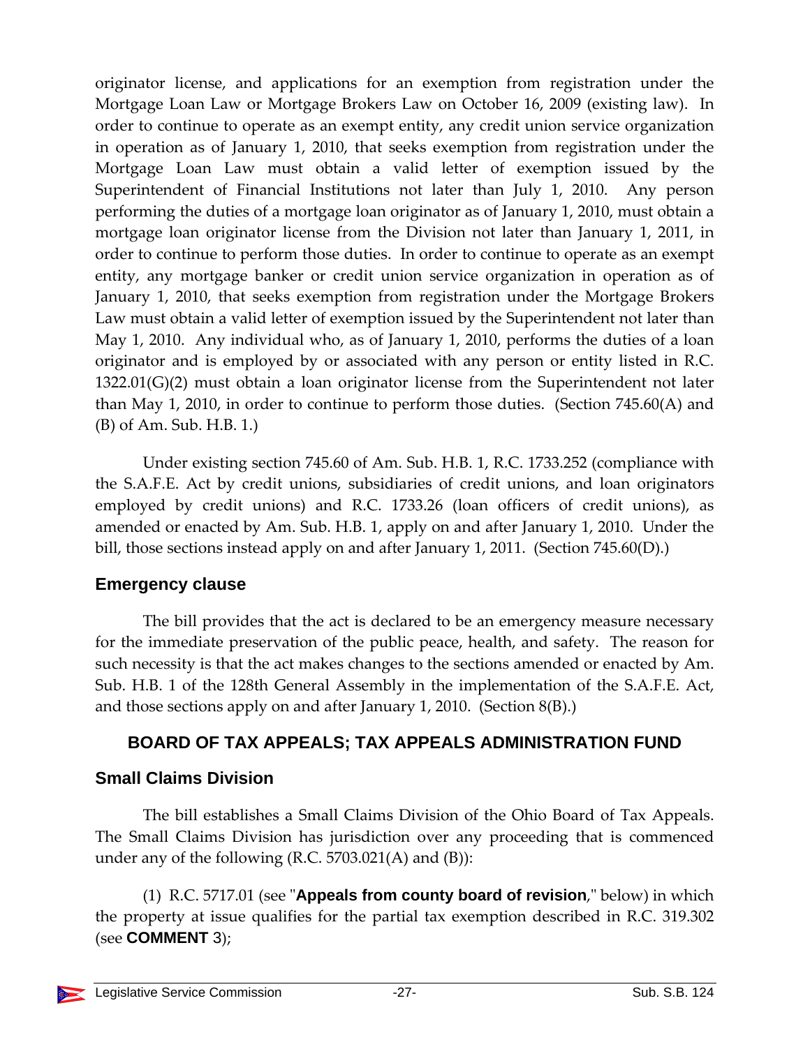originator license, and applications for an exemption from registration under the Mortgage Loan Law or Mortgage Brokers Law on October 16, 2009 (existing law). In order to continue to operate as an exempt entity, any credit union service organization in operation as of January 1, 2010, that seeks exemption from registration under the Mortgage Loan Law must obtain a valid letter of exemption issued by the Superintendent of Financial Institutions not later than July 1, 2010. Any person performing the duties of a mortgage loan originator as of January 1, 2010, must obtain a mortgage loan originator license from the Division not later than January 1, 2011, in order to continue to perform those duties. In order to continue to operate as an exempt entity, any mortgage banker or credit union service organization in operation as of January 1, 2010, that seeks exemption from registration under the Mortgage Brokers Law must obtain a valid letter of exemption issued by the Superintendent not later than May 1, 2010. Any individual who, as of January 1, 2010, performs the duties of a loan originator and is employed by or associated with any person or entity listed in R.C. 1322.01(G)(2) must obtain a loan originator license from the Superintendent not later than May 1, 2010, in order to continue to perform those duties. (Section 745.60(A) and (B) of Am. Sub. H.B. 1.)

Under existing section 745.60 of Am. Sub. H.B. 1, R.C. 1733.252 (compliance with the S.A.F.E. Act by credit unions, subsidiaries of credit unions, and loan originators employed by credit unions) and R.C. 1733.26 (loan officers of credit unions), as amended or enacted by Am. Sub. H.B. 1, apply on and after January 1, 2010. Under the bill, those sections instead apply on and after January 1, 2011. (Section 745.60(D).)

### Emergency clause

The bill provides that the act is declared to be an emergency measure necessary for the immediate preservation of the public peace, health, and safety. The reason for such necessity is that the act makes changes to the sections amended or enacted by Am. Sub. H.B. 1 of the 128th General Assembly in the implementation of the S.A.F.E. Act, and those sections apply on and after January 1, 2010. (Section 8(B).)

## BOARD OF TAX APPEALS; TAX APPEALS ADMINISTRATION FUND

### Small Claims Division

The bill establishes a Small Claims Division of the Ohio Board of Tax Appeals. The Small Claims Division has jurisdiction over any proceeding that is commenced under any of the following (R.C. 5703.021(A) and (B)):

(1) R.C. 5717.01 (see "**Appeals from county board of revision**," below) in which the property at issue qualifies for the partial tax exemption described in R.C. 319.302 (see **COMMENT** 3);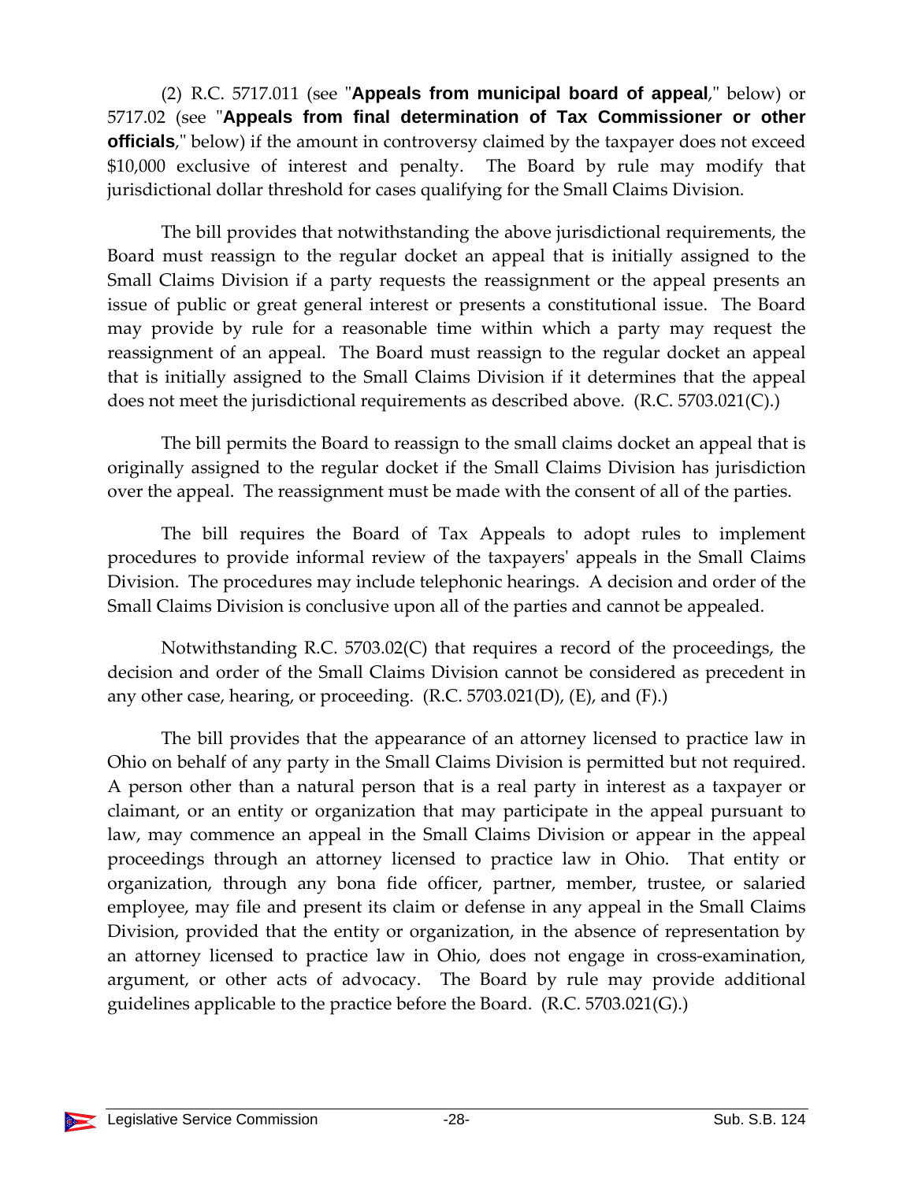(2) R.C. 5717.011 (see "**Appeals from municipal board of appeal**," below) or 5717.02 (see "**Appeals from final determination of Tax Commissioner or other officials**," below) if the amount in controversy claimed by the taxpayer does not exceed $10,000 exclusive of interest and penalty. The Board by rule may modify that jurisdictional dollar threshold for cases qualifying for the Small Claims Division.

The bill provides that notwithstanding the above jurisdictional requirements, the Board must reassign to the regular docket an appeal that is initially assigned to the Small Claims Division if a party requests the reassignment or the appeal presents an issue of public or great general interest or presents a constitutional issue. The Board may provide by rule for a reasonable time within which a party may request the reassignment of an appeal. The Board must reassign to the regular docket an appeal that is initially assigned to the Small Claims Division if it determines that the appeal does not meet the jurisdictional requirements as described above. (R.C. 5703.021(C).)

The bill permits the Board to reassign to the small claims docket an appeal that is originally assigned to the regular docket if the Small Claims Division has jurisdiction over the appeal. The reassignment must be made with the consent of all of the parties.

The bill requires the Board of Tax Appeals to adopt rules to implement procedures to provide informal review of the taxpayers' appeals in the Small Claims Division. The procedures may include telephonic hearings. A decision and order of the Small Claims Division is conclusive upon all of the parties and cannot be appealed.

Notwithstanding R.C. 5703.02(C) that requires a record of the proceedings, the decision and order of the Small Claims Division cannot be considered as precedent in any other case, hearing, or proceeding. (R.C. 5703.021(D), (E), and (F).)

The bill provides that the appearance of an attorney licensed to practice law in Ohio on behalf of any party in the Small Claims Division is permitted but not required. A person other than a natural person that is a real party in interest as a taxpayer or claimant, or an entity or organization that may participate in the appeal pursuant to law, may commence an appeal in the Small Claims Division or appear in the appeal proceedings through an attorney licensed to practice law in Ohio. That entity or organization, through any bona fide officer, partner, member, trustee, or salaried employee, may file and present its claim or defense in any appeal in the Small Claims Division, provided that the entity or organization, in the absence of representation by an attorney licensed to practice law in Ohio, does not engage in cross-examination, argument, or other acts of advocacy. The Board by rule may provide additional guidelines applicable to the practice before the Board. (R.C. 5703.021(G).)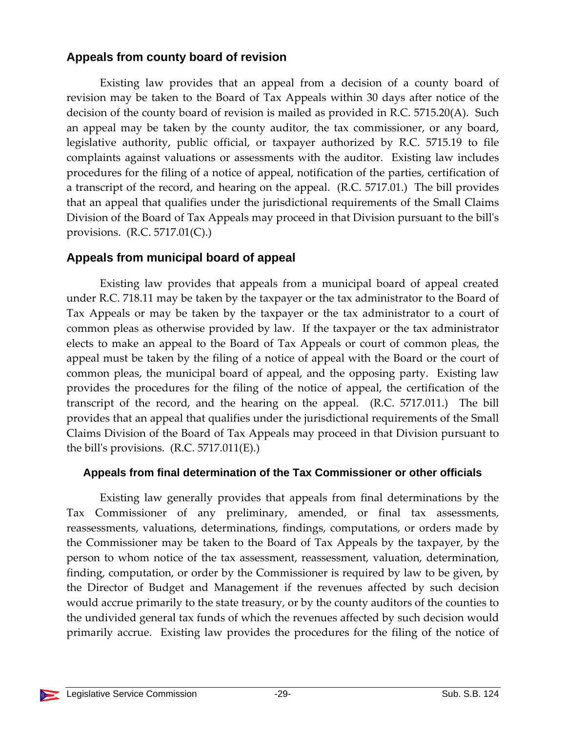## Appeals from county board of revision

Existing law provides that an appeal from a decision of a county board of revision may be taken to the Board of Tax Appeals within 30 days after notice of the decision of the county board of revision is mailed as provided in R.C. 5715.20(A). Such an appeal may be taken by the county auditor, the tax commissioner, or any board, legislative authority, public official, or taxpayer authorized by R.C. 5715.19 to file complaints against valuations or assessments with the auditor. Existing law includes procedures for the filing of a notice of appeal, notification of the parties, certification of a transcript of the record, and hearing on the appeal. (R.C. 5717.01.) The bill provides that an appeal that qualifies under the jurisdictional requirements of the Small Claims Division of the Board of Tax Appeals may proceed in that Division pursuant to the bill's provisions. (R.C. 5717.01(C).)

## Appeals from municipal board of appeal

Existing law provides that appeals from a municipal board of appeal created under R.C. 718.11 may be taken by the taxpayer or the tax administrator to the Board of Tax Appeals or may be taken by the taxpayer or the tax administrator to a court of common pleas as otherwise provided by law. If the taxpayer or the tax administrator elects to make an appeal to the Board of Tax Appeals or court of common pleas, the appeal must be taken by the filing of a notice of appeal with the Board or the court of common pleas, the municipal board of appeal, and the opposing party. Existing law provides the procedures for the filing of the notice of appeal, the certification of the transcript of the record, and the hearing on the appeal. (R.C. 5717.011.) The bill provides that an appeal that qualifies under the jurisdictional requirements of the Small Claims Division of the Board of Tax Appeals may proceed in that Division pursuant to the bill's provisions. (R.C. 5717.011(E).)

### Appeals from final determination of the Tax Commissioner or other officials

Existing law generally provides that appeals from final determinations by the Tax Commissioner of any preliminary, amended, or final tax assessments, reassessments, valuations, determinations, findings, computations, or orders made by the Commissioner may be taken to the Board of Tax Appeals by the taxpayer, by the person to whom notice of the tax assessment, reassessment, valuation, determination, finding, computation, or order by the Commissioner is required by law to be given, by the Director of Budget and Management if the revenues affected by such decision would accrue primarily to the state treasury, or by the county auditors of the counties to the undivided general tax funds of which the revenues affected by such decision would primarily accrue. Existing law provides the procedures for the filing of the notice of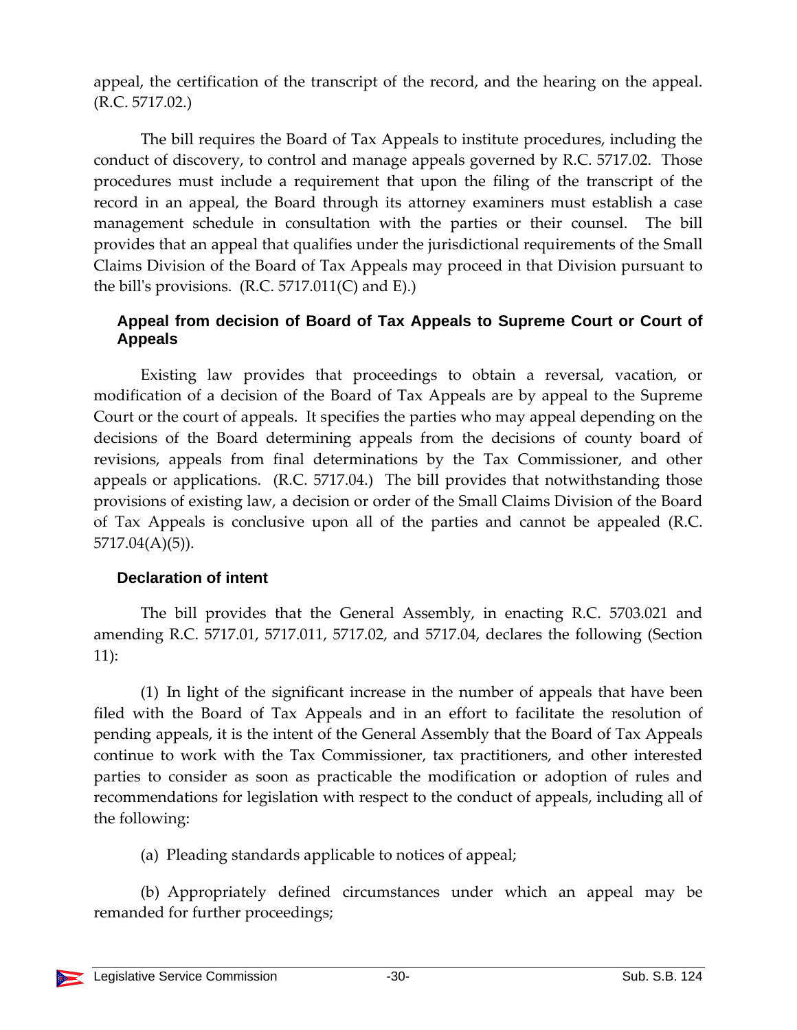appeal, the certification of the transcript of the record, and the hearing on the appeal. (R.C. 5717.02.)

The bill requires the Board of Tax Appeals to institute procedures, including the conduct of discovery, to control and manage appeals governed by R.C. 5717.02. Those procedures must include a requirement that upon the filing of the transcript of the record in an appeal, the Board through its attorney examiners must establish a case management schedule in consultation with the parties or their counsel. The bill provides that an appeal that qualifies under the jurisdictional requirements of the Small Claims Division of the Board of Tax Appeals may proceed in that Division pursuant to the bill's provisions. (R.C. 5717.011(C) and E).)

### Appeal from decision of Board of Tax Appeals to Supreme Court or Court of Appeals

Existing law provides that proceedings to obtain a reversal, vacation, or modification of a decision of the Board of Tax Appeals are by appeal to the Supreme Court or the court of appeals. It specifies the parties who may appeal depending on the decisions of the Board determining appeals from the decisions of county board of revisions, appeals from final determinations by the Tax Commissioner, and other appeals or applications. (R.C. 5717.04.) The bill provides that notwithstanding those provisions of existing law, a decision or order of the Small Claims Division of the Board of Tax Appeals is conclusive upon all of the parties and cannot be appealed (R.C. 5717.04(A)(5)).

### Declaration of intent

The bill provides that the General Assembly, in enacting R.C. 5703.021 and amending R.C. 5717.01, 5717.011, 5717.02, and 5717.04, declares the following (Section 11):

(1) In light of the significant increase in the number of appeals that have been filed with the Board of Tax Appeals and in an effort to facilitate the resolution of pending appeals, it is the intent of the General Assembly that the Board of Tax Appeals continue to work with the Tax Commissioner, tax practitioners, and other interested parties to consider as soon as practicable the modification or adoption of rules and recommendations for legislation with respect to the conduct of appeals, including all of the following:

(a) Pleading standards applicable to notices of appeal;

(b) Appropriately defined circumstances under which an appeal may be remanded for further proceedings;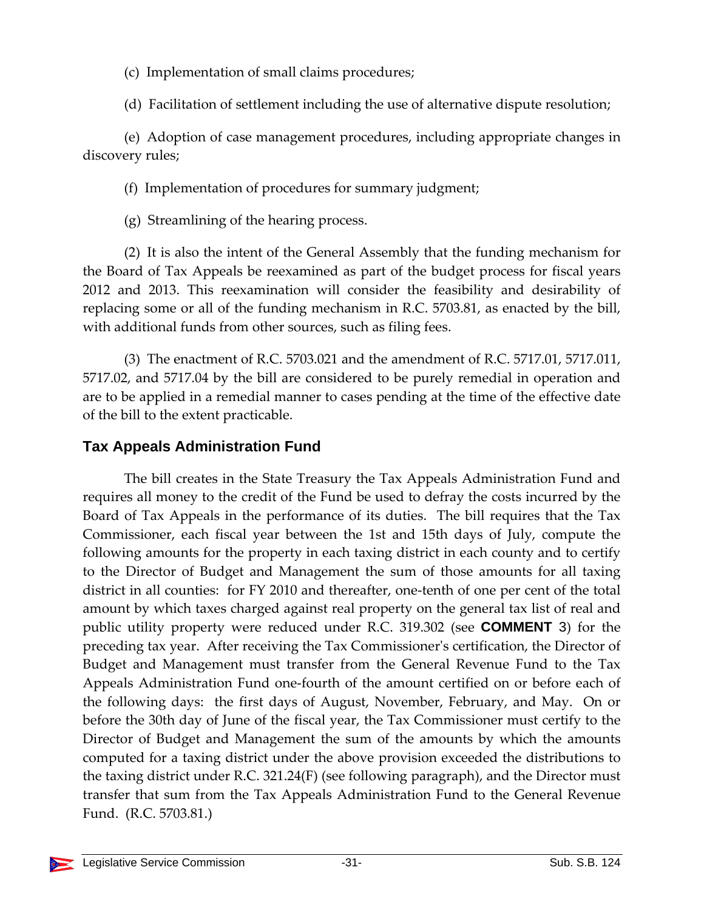(c) Implementation of small claims procedures;

(d) Facilitation of settlement including the use of alternative dispute resolution;

(e) Adoption of case management procedures, including appropriate changes in discovery rules;

(f) Implementation of procedures for summary judgment;

(g) Streamlining of the hearing process.

(2) It is also the intent of the General Assembly that the funding mechanism for the Board of Tax Appeals be reexamined as part of the budget process for fiscal years 2012 and 2013. This reexamination will consider the feasibility and desirability of replacing some or all of the funding mechanism in R.C. 5703.81, as enacted by the bill, with additional funds from other sources, such as filing fees.

(3) The enactment of R.C. 5703.021 and the amendment of R.C. 5717.01, 5717.011, 5717.02, and 5717.04 by the bill are considered to be purely remedial in operation and are to be applied in a remedial manner to cases pending at the time of the effective date of the bill to the extent practicable.

## Tax Appeals Administration Fund

The bill creates in the State Treasury the Tax Appeals Administration Fund and requires all money to the credit of the Fund be used to defray the costs incurred by the Board of Tax Appeals in the performance of its duties. The bill requires that the Tax Commissioner, each fiscal year between the 1st and 15th days of July, compute the following amounts for the property in each taxing district in each county and to certify to the Director of Budget and Management the sum of those amounts for all taxing district in all counties: for FY 2010 and thereafter, one-tenth of one per cent of the total amount by which taxes charged against real property on the general tax list of real and public utility property were reduced under R.C. 319.302 (see **COMMENT** 3) for the preceding tax year. After receiving the Tax Commissioner's certification, the Director of Budget and Management must transfer from the General Revenue Fund to the Tax Appeals Administration Fund one-fourth of the amount certified on or before each of the following days: the first days of August, November, February, and May. On or before the 30th day of June of the fiscal year, the Tax Commissioner must certify to the Director of Budget and Management the sum of the amounts by which the amounts computed for a taxing district under the above provision exceeded the distributions to the taxing district under R.C. 321.24(F) (see following paragraph), and the Director must transfer that sum from the Tax Appeals Administration Fund to the General Revenue Fund. (R.C. 5703.81.)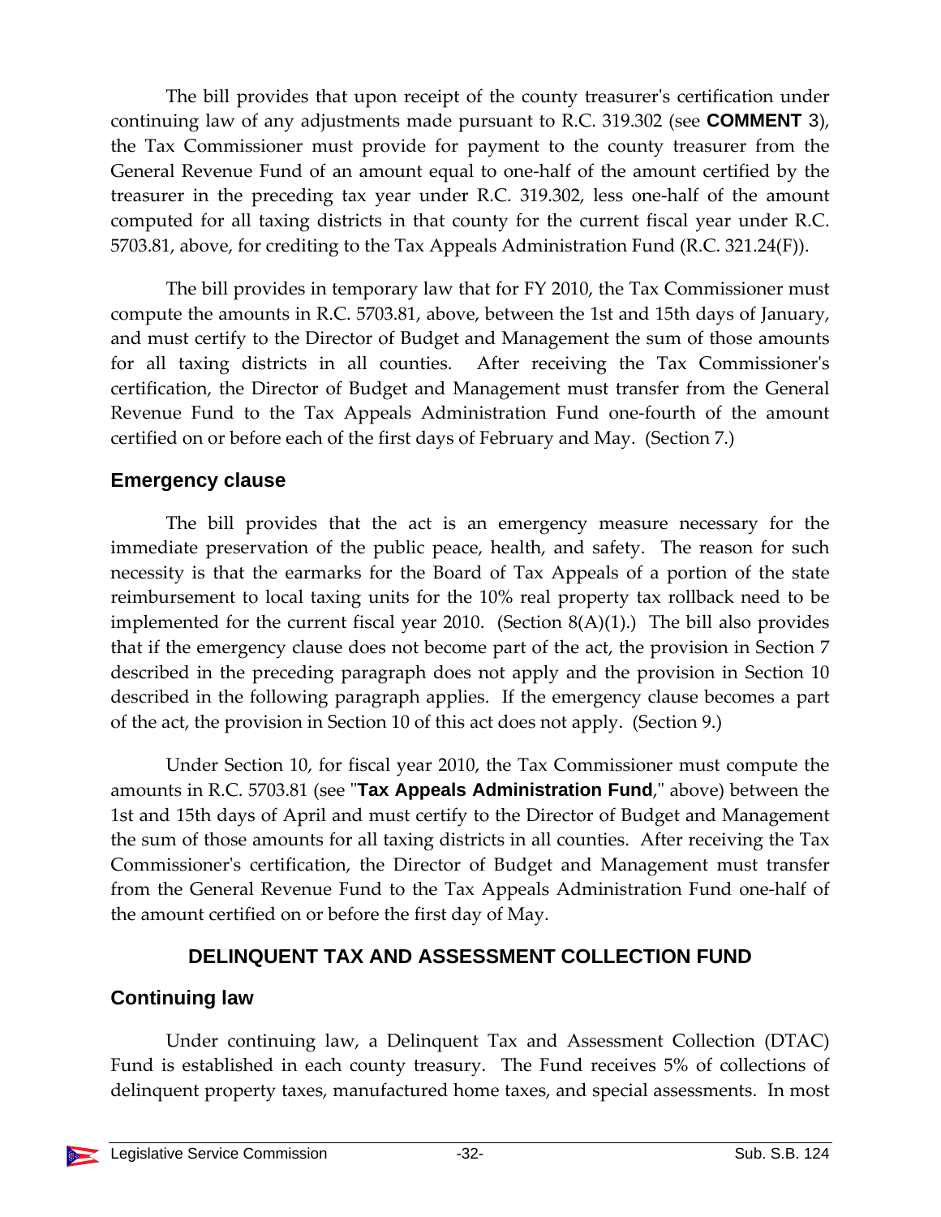The bill provides that upon receipt of the county treasurer's certification under continuing law of any adjustments made pursuant to R.C. 319.302 (see **COMMENT** 3), the Tax Commissioner must provide for payment to the county treasurer from the General Revenue Fund of an amount equal to one-half of the amount certified by the treasurer in the preceding tax year under R.C. 319.302, less one-half of the amount computed for all taxing districts in that county for the current fiscal year under R.C. 5703.81, above, for crediting to the Tax Appeals Administration Fund (R.C. 321.24(F)).

The bill provides in temporary law that for FY 2010, the Tax Commissioner must compute the amounts in R.C. 5703.81, above, between the 1st and 15th days of January, and must certify to the Director of Budget and Management the sum of those amounts for all taxing districts in all counties. After receiving the Tax Commissioner's certification, the Director of Budget and Management must transfer from the General Revenue Fund to the Tax Appeals Administration Fund one-fourth of the amount certified on or before each of the first days of February and May. (Section 7.)

### Emergency clause

The bill provides that the act is an emergency measure necessary for the immediate preservation of the public peace, health, and safety. The reason for such necessity is that the earmarks for the Board of Tax Appeals of a portion of the state reimbursement to local taxing units for the 10% real property tax rollback need to be implemented for the current fiscal year 2010. (Section 8(A)(1).) The bill also provides that if the emergency clause does not become part of the act, the provision in Section 7 described in the preceding paragraph does not apply and the provision in Section 10 described in the following paragraph applies. If the emergency clause becomes a part of the act, the provision in Section 10 of this act does not apply. (Section 9.)

Under Section 10, for fiscal year 2010, the Tax Commissioner must compute the amounts in R.C. 5703.81 (see "**Tax Appeals Administration Fund**," above) between the 1st and 15th days of April and must certify to the Director of Budget and Management the sum of those amounts for all taxing districts in all counties. After receiving the Tax Commissioner's certification, the Director of Budget and Management must transfer from the General Revenue Fund to the Tax Appeals Administration Fund one-half of the amount certified on or before the first day of May.

## DELINQUENT TAX AND ASSESSMENT COLLECTION FUND

### Continuing law

Under continuing law, a Delinquent Tax and Assessment Collection (DTAC) Fund is established in each county treasury. The Fund receives 5% of collections of delinquent property taxes, manufactured home taxes, and special assessments. In most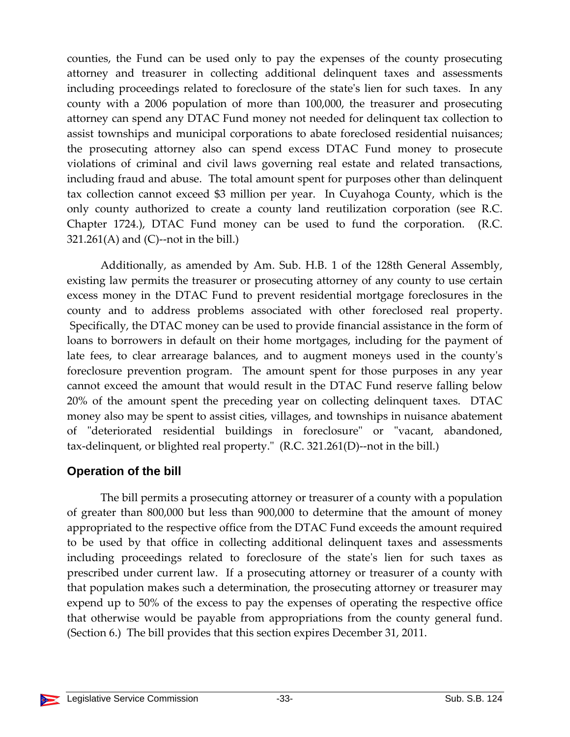counties, the Fund can be used only to pay the expenses of the county prosecuting attorney and treasurer in collecting additional delinquent taxes and assessments including proceedings related to foreclosure of the state's lien for such taxes. In any county with a 2006 population of more than 100,000, the treasurer and prosecuting attorney can spend any DTAC Fund money not needed for delinquent tax collection to assist townships and municipal corporations to abate foreclosed residential nuisances; the prosecuting attorney also can spend excess DTAC Fund money to prosecute violations of criminal and civil laws governing real estate and related transactions, including fraud and abuse. The total amount spent for purposes other than delinquent tax collection cannot exceed $3 million per year. In Cuyahoga County, which is the only county authorized to create a county land reutilization corporation (see R.C. Chapter 1724.), DTAC Fund money can be used to fund the corporation. (R.C. 321.261(A) and (C)--not in the bill.)

Additionally, as amended by Am. Sub. H.B. 1 of the 128th General Assembly, existing law permits the treasurer or prosecuting attorney of any county to use certain excess money in the DTAC Fund to prevent residential mortgage foreclosures in the county and to address problems associated with other foreclosed real property. Specifically, the DTAC money can be used to provide financial assistance in the form of loans to borrowers in default on their home mortgages, including for the payment of late fees, to clear arrearage balances, and to augment moneys used in the county's foreclosure prevention program. The amount spent for those purposes in any year cannot exceed the amount that would result in the DTAC Fund reserve falling below 20% of the amount spent the preceding year on collecting delinquent taxes. DTAC money also may be spent to assist cities, villages, and townships in nuisance abatement of "deteriorated residential buildings in foreclosure" or "vacant, abandoned, tax-delinquent, or blighted real property." (R.C. 321.261(D)--not in the bill.)

## Operation of the bill

The bill permits a prosecuting attorney or treasurer of a county with a population of greater than 800,000 but less than 900,000 to determine that the amount of money appropriated to the respective office from the DTAC Fund exceeds the amount required to be used by that office in collecting additional delinquent taxes and assessments including proceedings related to foreclosure of the state's lien for such taxes as prescribed under current law. If a prosecuting attorney or treasurer of a county with that population makes such a determination, the prosecuting attorney or treasurer may expend up to 50% of the excess to pay the expenses of operating the respective office that otherwise would be payable from appropriations from the county general fund. (Section 6.) The bill provides that this section expires December 31, 2011.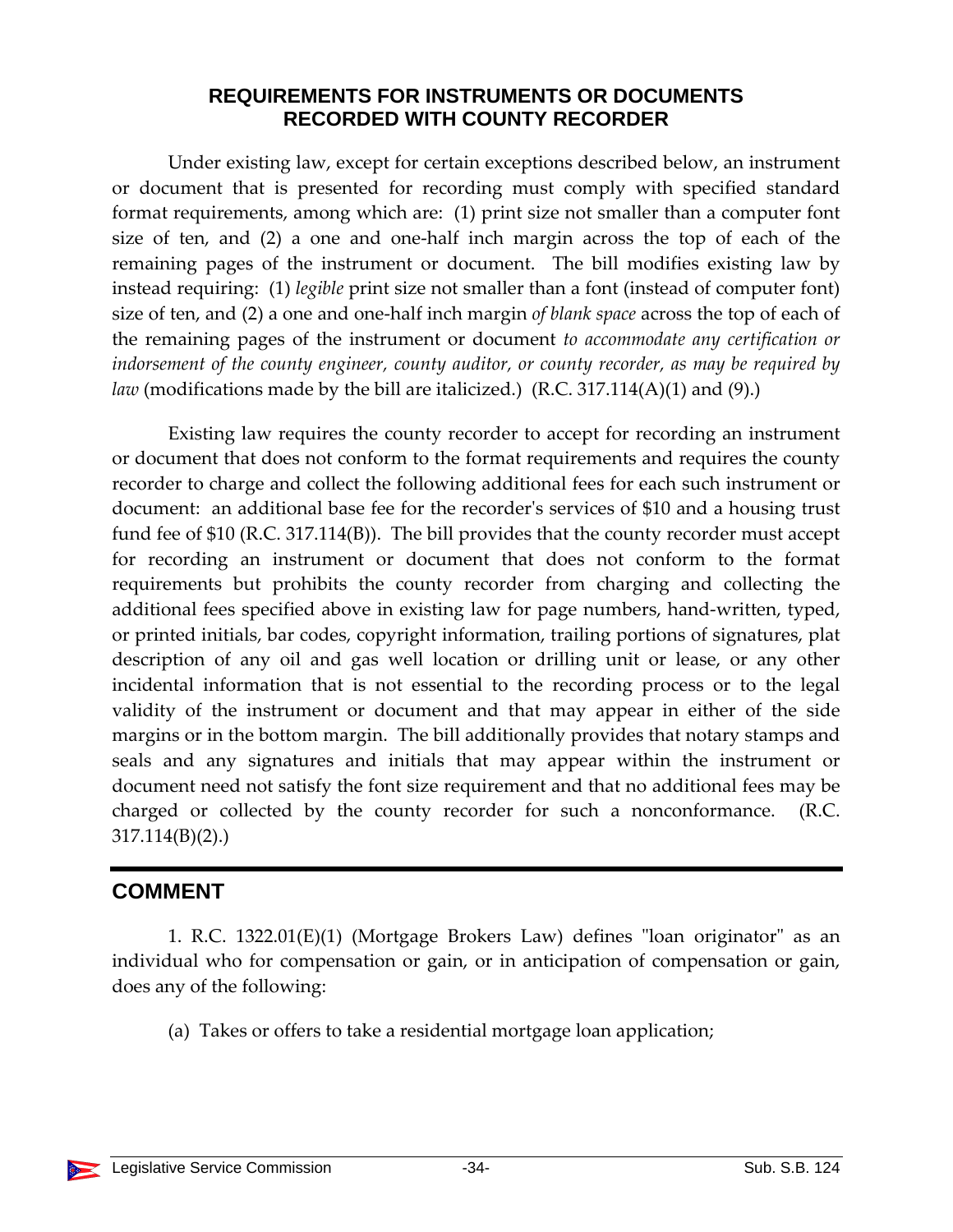## REQUIREMENTS FOR INSTRUMENTS OR DOCUMENTS RECORDED WITH COUNTY RECORDER

Under existing law, except for certain exceptions described below, an instrument or document that is presented for recording must comply with specified standard format requirements, among which are: (1) print size not smaller than a computer font size of ten, and (2) a one and one-half inch margin across the top of each of the remaining pages of the instrument or document. The bill modifies existing law by instead requiring: (1) *legible* print size not smaller than a font (instead of computer font) size of ten, and (2) a one and one-half inch margin *of blank space* across the top of each of the remaining pages of the instrument or document *to accommodate any certification or indorsement of the county engineer, county auditor, or county recorder, as may be required by law* (modifications made by the bill are italicized.) (R.C. 317.114(A)(1) and (9).)

Existing law requires the county recorder to accept for recording an instrument or document that does not conform to the format requirements and requires the county recorder to charge and collect the following additional fees for each such instrument or document: an additional base fee for the recorder's services of $10 and a housing trust fund fee of $10 (R.C. 317.114(B)). The bill provides that the county recorder must accept for recording an instrument or document that does not conform to the format requirements but prohibits the county recorder from charging and collecting the additional fees specified above in existing law for page numbers, hand-written, typed, or printed initials, bar codes, copyright information, trailing portions of signatures, plat description of any oil and gas well location or drilling unit or lease, or any other incidental information that is not essential to the recording process or to the legal validity of the instrument or document and that may appear in either of the side margins or in the bottom margin. The bill additionally provides that notary stamps and seals and any signatures and initials that may appear within the instrument or document need not satisfy the font size requirement and that no additional fees may be charged or collected by the county recorder for such a nonconformance. (R.C. 317.114(B)(2).)

---

## COMMENT

1. R.C. 1322.01(E)(1) (Mortgage Brokers Law) defines "loan originator" as an individual who for compensation or gain, or in anticipation of compensation or gain, does any of the following:

(a) Takes or offers to take a residential mortgage loan application;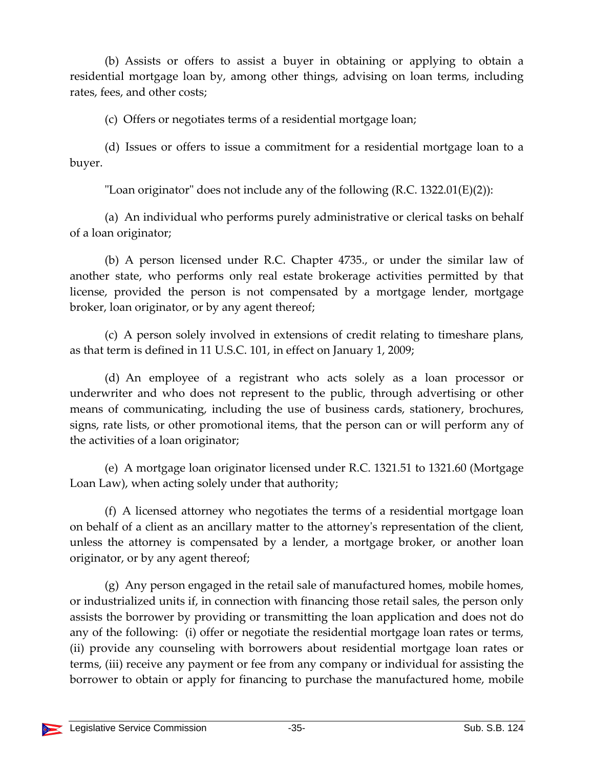(b) Assists or offers to assist a buyer in obtaining or applying to obtain a residential mortgage loan by, among other things, advising on loan terms, including rates, fees, and other costs;

(c) Offers or negotiates terms of a residential mortgage loan;

(d) Issues or offers to issue a commitment for a residential mortgage loan to a buyer.

"Loan originator" does not include any of the following (R.C. 1322.01(E)(2)):

(a) An individual who performs purely administrative or clerical tasks on behalf of a loan originator;

(b) A person licensed under R.C. Chapter 4735., or under the similar law of another state, who performs only real estate brokerage activities permitted by that license, provided the person is not compensated by a mortgage lender, mortgage broker, loan originator, or by any agent thereof;

(c) A person solely involved in extensions of credit relating to timeshare plans, as that term is defined in 11 U.S.C. 101, in effect on January 1, 2009;

(d) An employee of a registrant who acts solely as a loan processor or underwriter and who does not represent to the public, through advertising or other means of communicating, including the use of business cards, stationery, brochures, signs, rate lists, or other promotional items, that the person can or will perform any of the activities of a loan originator;

(e) A mortgage loan originator licensed under R.C. 1321.51 to 1321.60 (Mortgage Loan Law), when acting solely under that authority;

(f) A licensed attorney who negotiates the terms of a residential mortgage loan on behalf of a client as an ancillary matter to the attorney's representation of the client, unless the attorney is compensated by a lender, a mortgage broker, or another loan originator, or by any agent thereof;

(g) Any person engaged in the retail sale of manufactured homes, mobile homes, or industrialized units if, in connection with financing those retail sales, the person only assists the borrower by providing or transmitting the loan application and does not do any of the following: (i) offer or negotiate the residential mortgage loan rates or terms, (ii) provide any counseling with borrowers about residential mortgage loan rates or terms, (iii) receive any payment or fee from any company or individual for assisting the borrower to obtain or apply for financing to purchase the manufactured home, mobile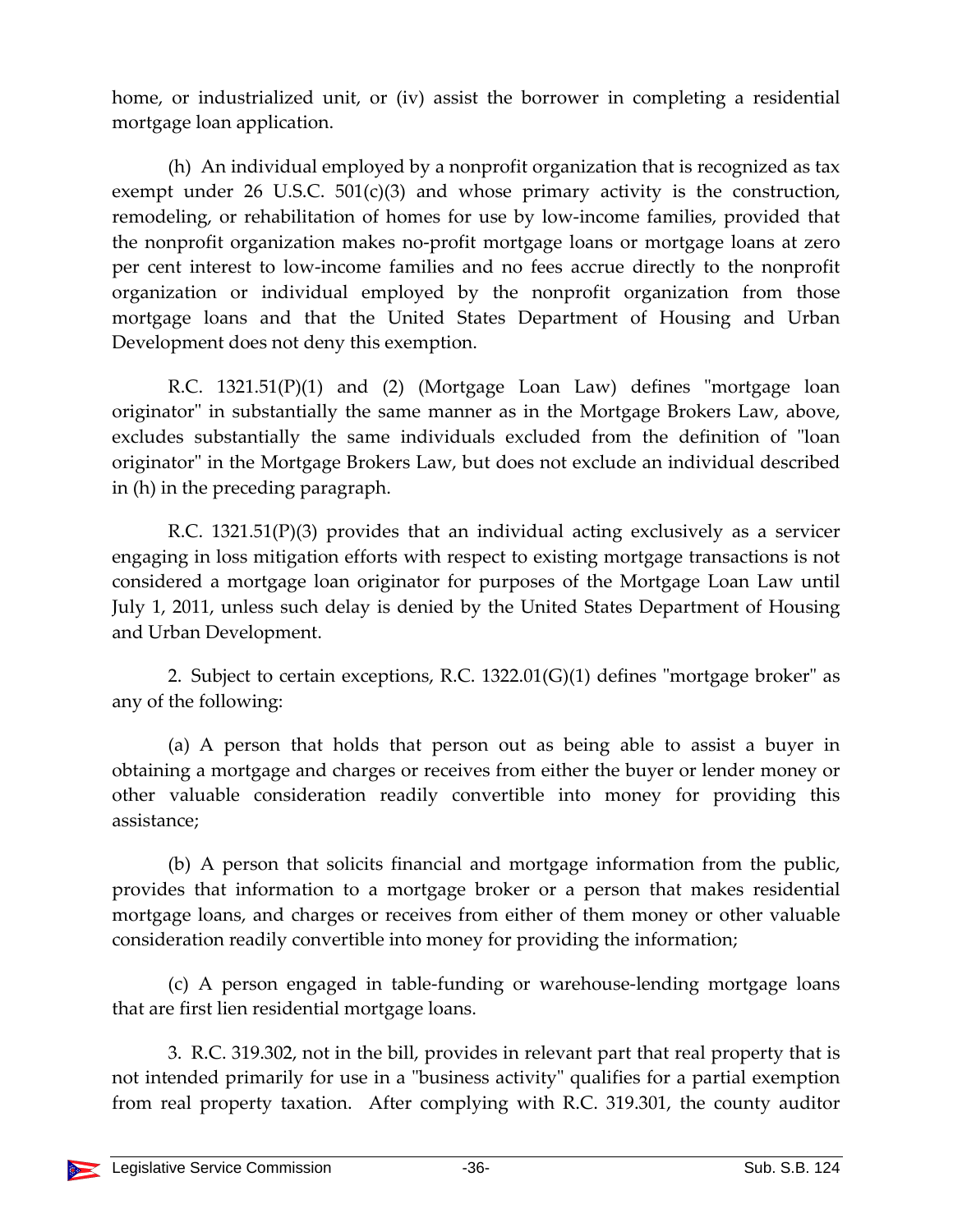home, or industrialized unit, or (iv) assist the borrower in completing a residential mortgage loan application.

(h) An individual employed by a nonprofit organization that is recognized as tax exempt under 26 U.S.C. 501(c)(3) and whose primary activity is the construction, remodeling, or rehabilitation of homes for use by low-income families, provided that the nonprofit organization makes no-profit mortgage loans or mortgage loans at zero per cent interest to low-income families and no fees accrue directly to the nonprofit organization or individual employed by the nonprofit organization from those mortgage loans and that the United States Department of Housing and Urban Development does not deny this exemption.

R.C. 1321.51(P)(1) and (2) (Mortgage Loan Law) defines "mortgage loan originator" in substantially the same manner as in the Mortgage Brokers Law, above, excludes substantially the same individuals excluded from the definition of "loan originator" in the Mortgage Brokers Law, but does not exclude an individual described in (h) in the preceding paragraph.

R.C. 1321.51(P)(3) provides that an individual acting exclusively as a servicer engaging in loss mitigation efforts with respect to existing mortgage transactions is not considered a mortgage loan originator for purposes of the Mortgage Loan Law until July 1, 2011, unless such delay is denied by the United States Department of Housing and Urban Development.

2. Subject to certain exceptions, R.C. 1322.01(G)(1) defines "mortgage broker" as any of the following:

(a) A person that holds that person out as being able to assist a buyer in obtaining a mortgage and charges or receives from either the buyer or lender money or other valuable consideration readily convertible into money for providing this assistance;

(b) A person that solicits financial and mortgage information from the public, provides that information to a mortgage broker or a person that makes residential mortgage loans, and charges or receives from either of them money or other valuable consideration readily convertible into money for providing the information;

(c) A person engaged in table-funding or warehouse-lending mortgage loans that are first lien residential mortgage loans.

3. R.C. 319.302, not in the bill, provides in relevant part that real property that is not intended primarily for use in a "business activity" qualifies for a partial exemption from real property taxation. After complying with R.C. 319.301, the county auditor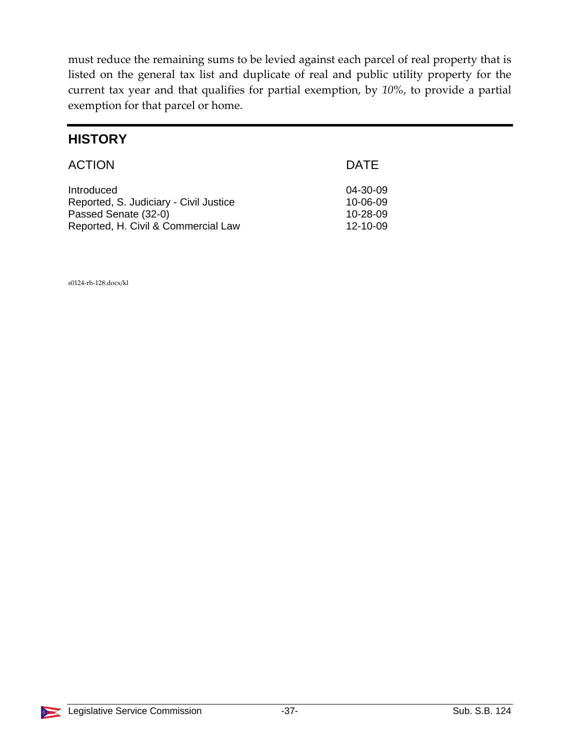must reduce the remaining sums to be levied against each parcel of real property that is listed on the general tax list and duplicate of real and public utility property for the current tax year and that qualifies for partial exemption, by *10%*, to provide a partial exemption for that parcel or home.

## HISTORY

| ACTION | DATE |
| --- | --- |
| Introduced | 04-30-09 |
| Reported, S. Judiciary - Civil Justice | 10-06-09 |
| Passed Senate (32-0) | 10-28-09 |
| Reported, H. Civil & Commercial Law | 12-10-09 |

s0124-rh-128.docx/kl